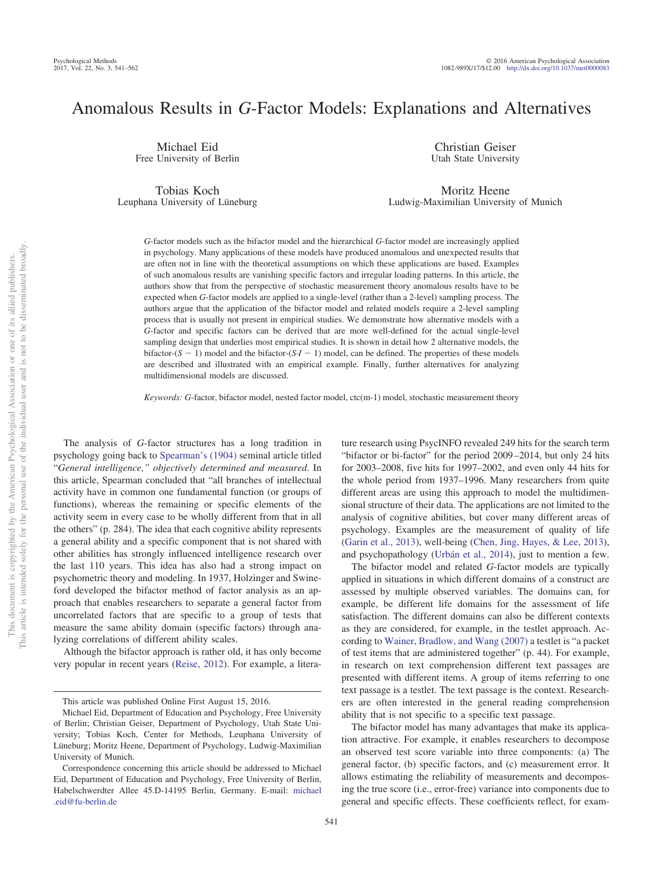# Anomalous Results in *G*-Factor Models: Explanations and Alternatives

Michael Eid
Free University of Berlin

Christian Geiser
Utah State University

Tobias Koch
Leuphana University of Lüneburg

Moritz Heene
Ludwig-Maximilian University of Munich

*G*-factor models such as the bifactor model and the hierarchical *G*-factor model are increasingly applied in psychology. Many applications of these models have produced anomalous and unexpected results that are often not in line with the theoretical assumptions on which these applications are based. Examples of such anomalous results are vanishing specific factors and irregular loading patterns. In this article, the authors show that from the perspective of stochastic measurement theory anomalous results have to be expected when *G*-factor models are applied to a single-level (rather than a 2-level) sampling process. The authors argue that the application of the bifactor model and related models require a 2-level sampling process that is usually not present in empirical studies. We demonstrate how alternative models with a *G*-factor and specific factors can be derived that are more well-defined for the actual single-level sampling design that underlies most empirical studies. It is shown in detail how 2 alternative models, the bifactor-$(S - 1)$ model and the bifactor-$(S{\cdot}I - 1)$ model, can be defined. The properties of these models are described and illustrated with an empirical example. Finally, further alternatives for analyzing multidimensional models are discussed.

*Keywords:* *G*-factor, bifactor model, nested factor model, ctc(m-1) model, stochastic measurement theory

The analysis of *G*-factor structures has a long tradition in psychology going back to Spearman's (1904) seminal article titled "*General intelligence," objectively determined and measured*. In this article, Spearman concluded that "all branches of intellectual activity have in common one fundamental function (or groups of functions), whereas the remaining or specific elements of the activity seem in every case to be wholly different from that in all the others" (p. 284). The idea that each cognitive ability represents a general ability and a specific component that is not shared with other abilities has strongly influenced intelligence research over the last 110 years. This idea has also had a strong impact on psychometric theory and modeling. In 1937, Holzinger and Swineford developed the bifactor method of factor analysis as an approach that enables researchers to separate a general factor from uncorrelated factors that are specific to a group of tests that measure the same ability domain (specific factors) through analyzing correlations of different ability scales.

Although the bifactor approach is rather old, it has only become very popular in recent years (Reise, 2012). For example, a literature research using PsycINFO revealed 249 hits for the search term "bifactor or bi-factor" for the period 2009–2014, but only 24 hits for 2003–2008, five hits for 1997–2002, and even only 44 hits for the whole period from 1937–1996. Many researchers from quite different areas are using this approach to model the multidimensional structure of their data. The applications are not limited to the analysis of cognitive abilities, but cover many different areas of psychology. Examples are the measurement of quality of life (Garin et al., 2013), well-being (Chen, Jing, Hayes, & Lee, 2013), and psychopathology (Urbán et al., 2014), just to mention a few.

The bifactor model and related *G*-factor models are typically applied in situations in which different domains of a construct are assessed by multiple observed variables. The domains can, for example, be different life domains for the assessment of life satisfaction. The different domains can also be different contexts as they are considered, for example, in the testlet approach. According to Wainer, Bradlow, and Wang (2007) a testlet is "a packet of test items that are administered together" (p. 44). For example, in research on text comprehension different text passages are presented with different items. A group of items referring to one text passage is a testlet. The text passage is the context. Researchers are often interested in the general reading comprehension ability that is not specific to a specific text passage.

The bifactor model has many advantages that make its application attractive. For example, it enables researchers to decompose an observed test score variable into three components: (a) The general factor, (b) specific factors, and (c) measurement error. It allows estimating the reliability of measurements and decomposing the true score (i.e., error-free) variance into components due to general and specific effects. These coefficients reflect, for exam-

---

This article was published Online First August 15, 2016.

Michael Eid, Department of Education and Psychology, Free University of Berlin; Christian Geiser, Department of Psychology, Utah State University; Tobias Koch, Center for Methods, Leuphana University of Lüneburg; Moritz Heene, Department of Psychology, Ludwig-Maximilian University of Munich.

Correspondence concerning this article should be addressed to Michael Eid, Department of Education and Psychology, Free University of Berlin, Habelschwerdter Allee 45.D-14195 Berlin, Germany. E-mail: michael.eid@fu-berlin.de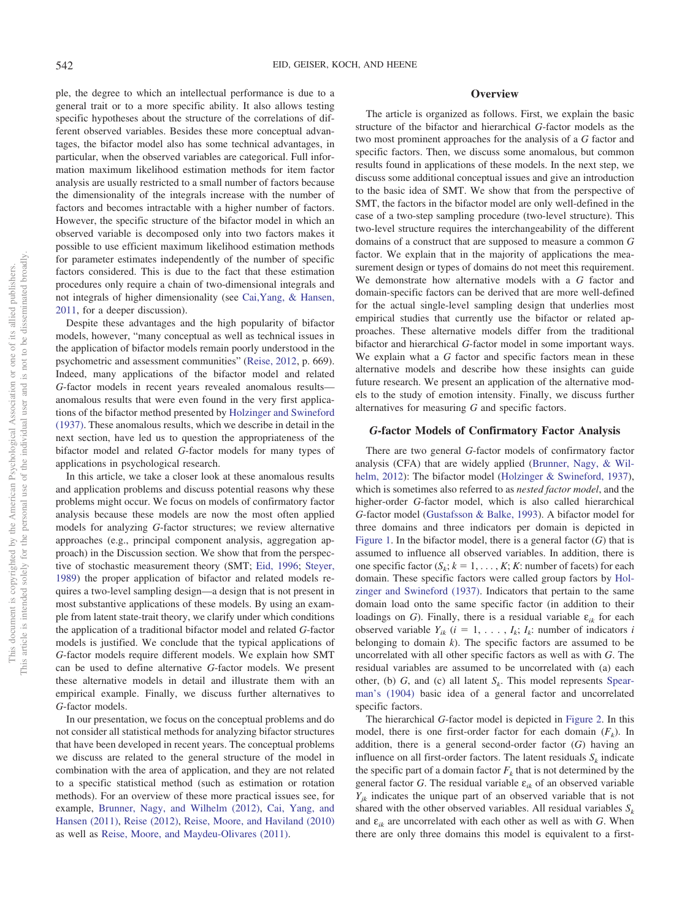ple, the degree to which an intellectual performance is due to a general trait or to a more specific ability. It also allows testing specific hypotheses about the structure of the correlations of different observed variables. Besides these more conceptual advantages, the bifactor model also has some technical advantages, in particular, when the observed variables are categorical. Full information maximum likelihood estimation methods for item factor analysis are usually restricted to a small number of factors because the dimensionality of the integrals increase with the number of factors and becomes intractable with a higher number of factors. However, the specific structure of the bifactor model in which an observed variable is decomposed only into two factors makes it possible to use efficient maximum likelihood estimation methods for parameter estimates independently of the number of specific factors considered. This is due to the fact that these estimation procedures only require a chain of two-dimensional integrals and not integrals of higher dimensionality (see Cai,Yang, & Hansen, 2011, for a deeper discussion).

Despite these advantages and the high popularity of bifactor models, however, "many conceptual as well as technical issues in the application of bifactor models remain poorly understood in the psychometric and assessment communities" (Reise, 2012, p. 669). Indeed, many applications of the bifactor model and related *G*-factor models in recent years revealed anomalous results—anomalous results that were even found in the very first applications of the bifactor method presented by Holzinger and Swineford (1937). These anomalous results, which we describe in detail in the next section, have led us to question the appropriateness of the bifactor model and related *G*-factor models for many types of applications in psychological research.

In this article, we take a closer look at these anomalous results and application problems and discuss potential reasons why these problems might occur. We focus on models of confirmatory factor analysis because these models are now the most often applied models for analyzing *G*-factor structures; we review alternative approaches (e.g., principal component analysis, aggregation approach) in the Discussion section. We show that from the perspective of stochastic measurement theory (SMT; Eid, 1996; Steyer, 1989) the proper application of bifactor and related models requires a two-level sampling design—a design that is not present in most substantive applications of these models. By using an example from latent state-trait theory, we clarify under which conditions the application of a traditional bifactor model and related *G*-factor models is justified. We conclude that the typical applications of *G*-factor models require different models. We explain how SMT can be used to define alternative *G*-factor models. We present these alternative models in detail and illustrate them with an empirical example. Finally, we discuss further alternatives to *G*-factor models.

In our presentation, we focus on the conceptual problems and do not consider all statistical methods for analyzing bifactor structures that have been developed in recent years. The conceptual problems we discuss are related to the general structure of the model in combination with the area of application, and they are not related to a specific statistical method (such as estimation or rotation methods). For an overview of these more practical issues see, for example, Brunner, Nagy, and Wilhelm (2012), Cai, Yang, and Hansen (2011), Reise (2012), Reise, Moore, and Haviland (2010) as well as Reise, Moore, and Maydeu-Olivares (2011).

## Overview

The article is organized as follows. First, we explain the basic structure of the bifactor and hierarchical *G*-factor models as the two most prominent approaches for the analysis of a *G* factor and specific factors. Then, we discuss some anomalous, but common results found in applications of these models. In the next step, we discuss some additional conceptual issues and give an introduction to the basic idea of SMT. We show that from the perspective of SMT, the factors in the bifactor model are only well-defined in the case of a two-step sampling procedure (two-level structure). This two-level structure requires the interchangeability of the different domains of a construct that are supposed to measure a common *G* factor. We explain that in the majority of applications the measurement design or types of domains do not meet this requirement. We demonstrate how alternative models with a *G* factor and domain-specific factors can be derived that are more well-defined for the actual single-level sampling design that underlies most empirical studies that currently use the bifactor or related approaches. These alternative models differ from the traditional bifactor and hierarchical *G*-factor model in some important ways. We explain what a *G* factor and specific factors mean in these alternative models and describe how these insights can guide future research. We present an application of the alternative models to the study of emotion intensity. Finally, we discuss further alternatives for measuring *G* and specific factors.

## *G*-factor Models of Confirmatory Factor Analysis

There are two general *G*-factor models of confirmatory factor analysis (CFA) that are widely applied (Brunner, Nagy, & Wilhelm, 2012): The bifactor model (Holzinger & Swineford, 1937), which is sometimes also referred to as *nested factor model*, and the higher-order *G*-factor model, which is also called hierarchical *G*-factor model (Gustafsson & Balke, 1993). A bifactor model for three domains and three indicators per domain is depicted in Figure 1. In the bifactor model, there is a general factor ($G$) that is assumed to influence all observed variables. In addition, there is one specific factor ($S_k$; $k = 1, \ldots, K$; $K$: number of facets) for each domain. These specific factors were called group factors by Holzinger and Swineford (1937). Indicators that pertain to the same domain load onto the same specific factor (in addition to their loadings on $G$). Finally, there is a residual variable $\varepsilon_{ik}$ for each observed variable $Y_{ik}$ ($i = 1, \ldots, I_k$; $I_k$: number of indicators $i$ belonging to domain $k$). The specific factors are assumed to be uncorrelated with all other specific factors as well as with $G$. The residual variables are assumed to be uncorrelated with (a) each other, (b) $G$, and (c) all latent $S_k$. This model represents Spearman's (1904) basic idea of a general factor and uncorrelated specific factors.

The hierarchical *G*-factor model is depicted in Figure 2. In this model, there is one first-order factor for each domain ($F_k$). In addition, there is a general second-order factor ($G$) having an influence on all first-order factors. The latent residuals $S_k$ indicate the specific part of a domain factor $F_k$ that is not determined by the general factor $G$. The residual variable $\varepsilon_{ik}$ of an observed variable $Y_{jk}$ indicates the unique part of an observed variable that is not shared with the other observed variables. All residual variables $S_k$ and $\varepsilon_{ik}$ are uncorrelated with each other as well as with $G$. When there are only three domains this model is equivalent to a first-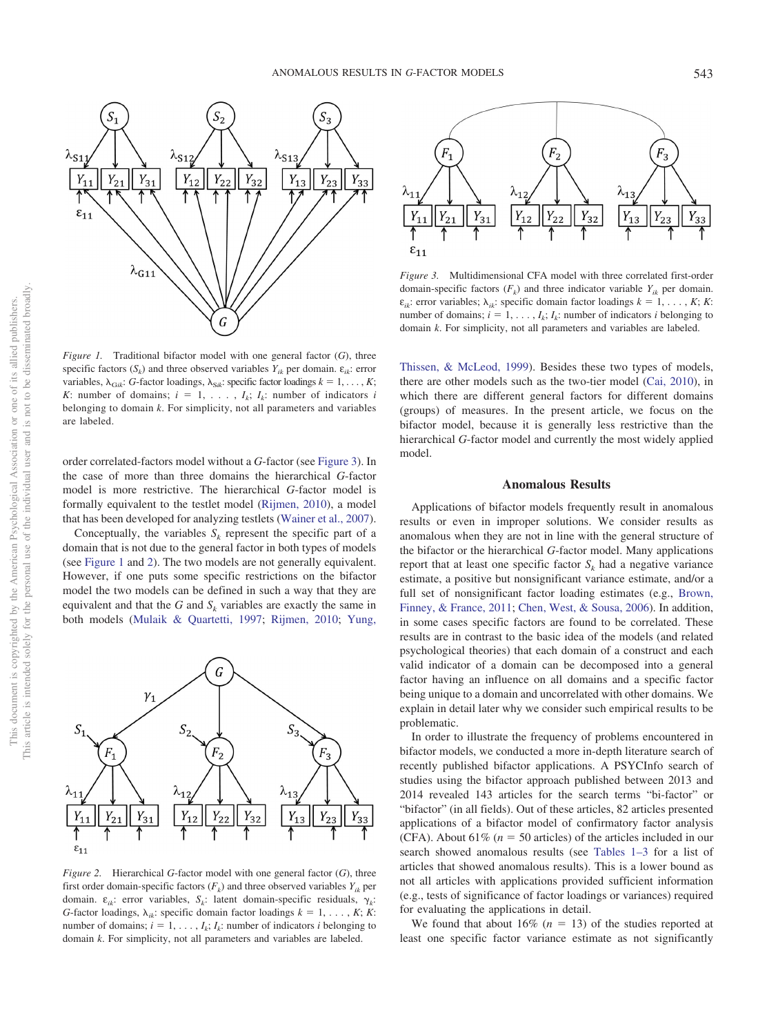*Figure 1.* Traditional bifactor model with one general factor ($G$), three specific factors ($S_k$) and three observed variables $Y_{ik}$ per domain. $\varepsilon_{ik}$: error variables, $\lambda_{Gik}$: $G$-factor loadings, $\lambda_{Sik}$: specific factor loadings $k = 1, \ldots, K$; $K$: number of domains; $i = 1, \ldots, I_k$; $I_k$: number of indicators $i$ belonging to domain $k$. For simplicity, not all parameters and variables are labeled.

order correlated-factors model without a $G$-factor (see Figure 3). In the case of more than three domains the hierarchical $G$-factor model is more restrictive. The hierarchical $G$-factor model is formally equivalent to the testlet model (Rijmen, 2010), a model that has been developed for analyzing testlets (Wainer et al., 2007).

Conceptually, the variables $S_k$ represent the specific part of a domain that is not due to the general factor in both types of models (see Figure 1 and 2). The two models are not generally equivalent. However, if one puts some specific restrictions on the bifactor model the two models can be defined in such a way that they are equivalent and that the $G$ and $S_k$ variables are exactly the same in both models (Mulaik & Quartetti, 1997; Rijmen, 2010; Yung, Thissen, & McLeod, 1999). Besides these two types of models, there are other models such as the two-tier model (Cai, 2010), in which there are different general factors for different domains (groups) of measures. In the present article, we focus on the bifactor model, because it is generally less restrictive than the hierarchical $G$-factor model and currently the most widely applied model.

*Figure 2.* Hierarchical $G$-factor model with one general factor ($G$), three first order domain-specific factors ($F_k$) and three observed variables $Y_{ik}$ per domain. $\varepsilon_{ik}$: error variables, $S_k$: latent domain-specific residuals, $\gamma_k$: $G$-factor loadings, $\lambda_{ik}$: specific domain factor loadings $k = 1, \ldots, K$; $K$: number of domains; $i = 1, \ldots, I_k$; $I_k$: number of indicators $i$ belonging to domain $k$. For simplicity, not all parameters and variables are labeled.

*Figure 3.* Multidimensional CFA model with three correlated first-order domain-specific factors ($F_k$) and three indicator variable $Y_{ik}$ per domain. $\varepsilon_{ik}$: error variables; $\lambda_{ik}$: specific domain factor loadings $k = 1, \ldots, K$; $K$: number of domains; $i = 1, \ldots, I_k$; $I_k$: number of indicators $i$ belonging to domain $k$. For simplicity, not all parameters and variables are labeled.

## Anomalous Results

Applications of bifactor models frequently result in anomalous results or even in improper solutions. We consider results as anomalous when they are not in line with the general structure of the bifactor or the hierarchical $G$-factor model. Many applications report that at least one specific factor $S_k$ had a negative variance estimate, a positive but nonsignificant variance estimate, and/or a full set of nonsignificant factor loading estimates (e.g., Brown, Finney, & France, 2011; Chen, West, & Sousa, 2006). In addition, in some cases specific factors are found to be correlated. These results are in contrast to the basic idea of the models (and related psychological theories) that each domain of a construct and each valid indicator of a domain can be decomposed into a general factor having an influence on all domains and a specific factor being unique to a domain and uncorrelated with other domains. We explain in detail later why we consider such empirical results to be problematic.

In order to illustrate the frequency of problems encountered in bifactor models, we conducted a more in-depth literature search of recently published bifactor applications. A PSYCInfo search of studies using the bifactor approach published between 2013 and 2014 revealed 143 articles for the search terms "bi-factor" or "bifactor" (in all fields). Out of these articles, 82 articles presented applications of a bifactor model of confirmatory factor analysis (CFA). About 61% ($n = 50$ articles) of the articles included in our search showed anomalous results (see Tables 1–3 for a list of articles that showed anomalous results). This is a lower bound as not all articles with applications provided sufficient information (e.g., tests of significance of factor loadings or variances) required for evaluating the applications in detail.

We found that about 16% ($n = 13$) of the studies reported at least one specific factor variance estimate as not significantly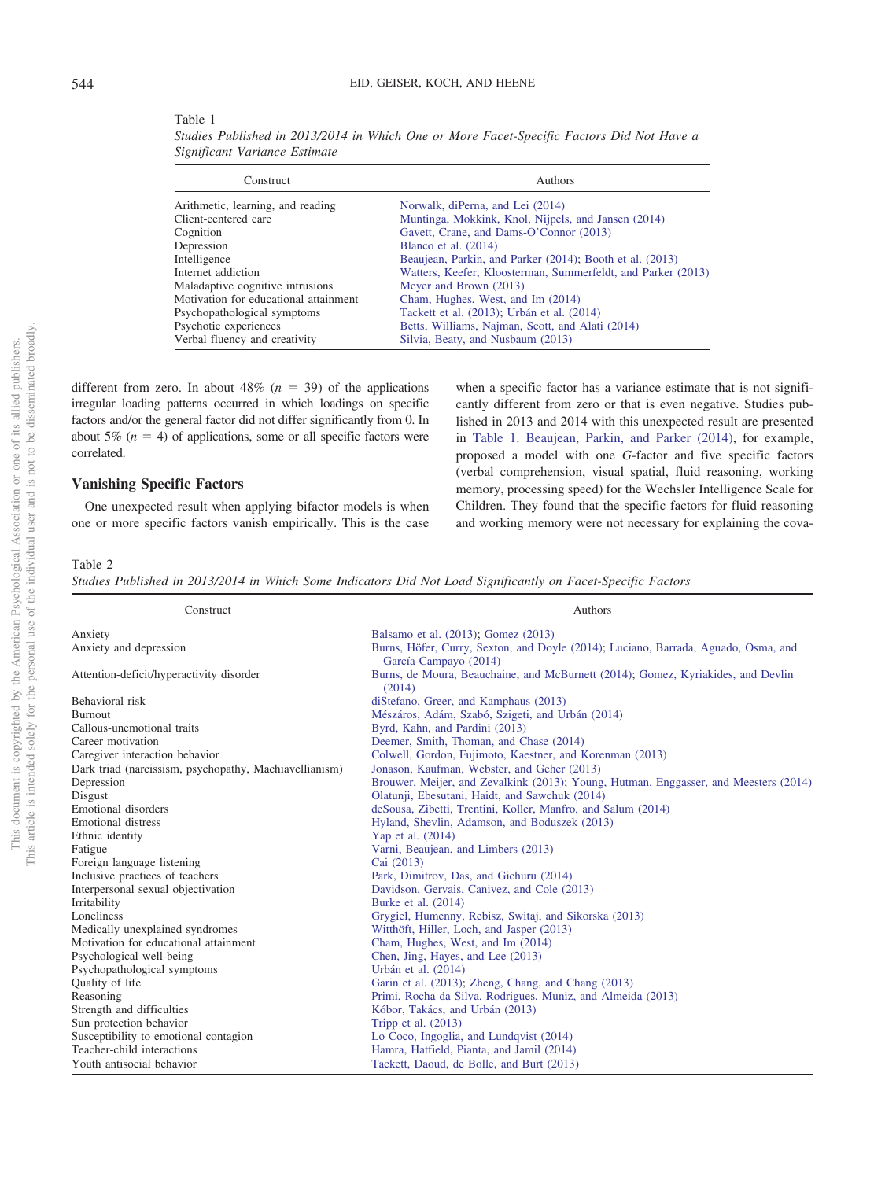Table 1
*Studies Published in 2013/2014 in Which One or More Facet-Specific Factors Did Not Have a Significant Variance Estimate*

| Construct | Authors |
|---|---|
| Arithmetic, learning, and reading | Norwalk, diPerna, and Lei (2014) |
| Client-centered care | Muntinga, Mokkink, Knol, Nijpels, and Jansen (2014) |
| Cognition | Gavett, Crane, and Dams-O'Connor (2013) |
| Depression | Blanco et al. (2014) |
| Intelligence | Beaujean, Parkin, and Parker (2014); Booth et al. (2013) |
| Internet addiction | Watters, Keefer, Kloosterman, Summerfeldt, and Parker (2013) |
| Maladaptive cognitive intrusions | Meyer and Brown (2013) |
| Motivation for educational attainment | Cham, Hughes, West, and Im (2014) |
| Psychopathological symptoms | Tackett et al. (2013); Urbán et al. (2014) |
| Psychotic experiences | Betts, Williams, Najman, Scott, and Alati (2014) |
| Verbal fluency and creativity | Silvia, Beaty, and Nusbaum (2013) |

different from zero. In about 48% ($n$ = 39) of the applications irregular loading patterns occurred in which loadings on specific factors and/or the general factor did not differ significantly from 0. In about 5% ($n$ = 4) of applications, some or all specific factors were correlated.

## Vanishing Specific Factors

One unexpected result when applying bifactor models is when one or more specific factors vanish empirically. This is the case when a specific factor has a variance estimate that is not significantly different from zero or that is even negative. Studies published in 2013 and 2014 with this unexpected result are presented in Table 1. Beaujean, Parkin, and Parker (2014), for example, proposed a model with one *G*-factor and five specific factors (verbal comprehension, visual spatial, fluid reasoning, working memory, processing speed) for the Wechsler Intelligence Scale for Children. They found that the specific factors for fluid reasoning and working memory were not necessary for explaining the cova-

Table 2
*Studies Published in 2013/2014 in Which Some Indicators Did Not Load Significantly on Facet-Specific Factors*

| Construct | Authors |
|---|---|
| Anxiety | Balsamo et al. (2013); Gomez (2013) |
| Anxiety and depression | Burns, Höfer, Curry, Sexton, and Doyle (2014); Luciano, Barrada, Aguado, Osma, and García-Campayo (2014) |
| Attention-deficit/hyperactivity disorder | Burns, de Moura, Beauchaine, and McBurnett (2014); Gomez, Kyriakides, and Devlin (2014) |
| Behavioral risk | diStefano, Greer, and Kamphaus (2013) |
| Burnout | Mészáros, Adám, Szabó, Szigeti, and Urbán (2014) |
| Callous-unemotional traits | Byrd, Kahn, and Pardini (2013) |
| Career motivation | Deemer, Smith, Thoman, and Chase (2014) |
| Caregiver interaction behavior | Colwell, Gordon, Fujimoto, Kaestner, and Korenman (2013) |
| Dark triad (narcissism, psychopathy, Machiavellianism) | Jonason, Kaufman, Webster, and Geher (2013) |
| Depression | Brouwer, Meijer, and Zevalkink (2013); Young, Hutman, Enggasser, and Meesters (2014) |
| Disgust | Olatunji, Ebesutani, Haidt, and Sawchuk (2014) |
| Emotional disorders | deSousa, Zibetti, Trentini, Koller, Manfro, and Salum (2014) |
| Emotional distress | Hyland, Shevlin, Adamson, and Boduszek (2013) |
| Ethnic identity | Yap et al. (2014) |
| Fatigue | Varni, Beaujean, and Limbers (2013) |
| Foreign language listening | Cai (2013) |
| Inclusive practices of teachers | Park, Dimitrov, Das, and Gichuru (2014) |
| Interpersonal sexual objectivation | Davidson, Gervais, Canivez, and Cole (2013) |
| Irritability | Burke et al. (2014) |
| Loneliness | Grygiel, Humenny, Rebisz, Switaj, and Sikorska (2013) |
| Medically unexplained syndromes | Witthöft, Hiller, Loch, and Jasper (2013) |
| Motivation for educational attainment | Cham, Hughes, West, and Im (2014) |
| Psychological well-being | Chen, Jing, Hayes, and Lee (2013) |
| Psychopathological symptoms | Urbán et al. (2014) |
| Quality of life | Garin et al. (2013); Zheng, Chang, and Chang (2013) |
| Reasoning | Primi, Rocha da Silva, Rodrigues, Muniz, and Almeida (2013) |
| Strength and difficulties | Kóbor, Takács, and Urbán (2013) |
| Sun protection behavior | Tripp et al. (2013) |
| Susceptibility to emotional contagion | Lo Coco, Ingoglia, and Lundqvist (2014) |
| Teacher-child interactions | Hamra, Hatfield, Pianta, and Jamil (2014) |
| Youth antisocial behavior | Tackett, Daoud, de Bolle, and Burt (2013) |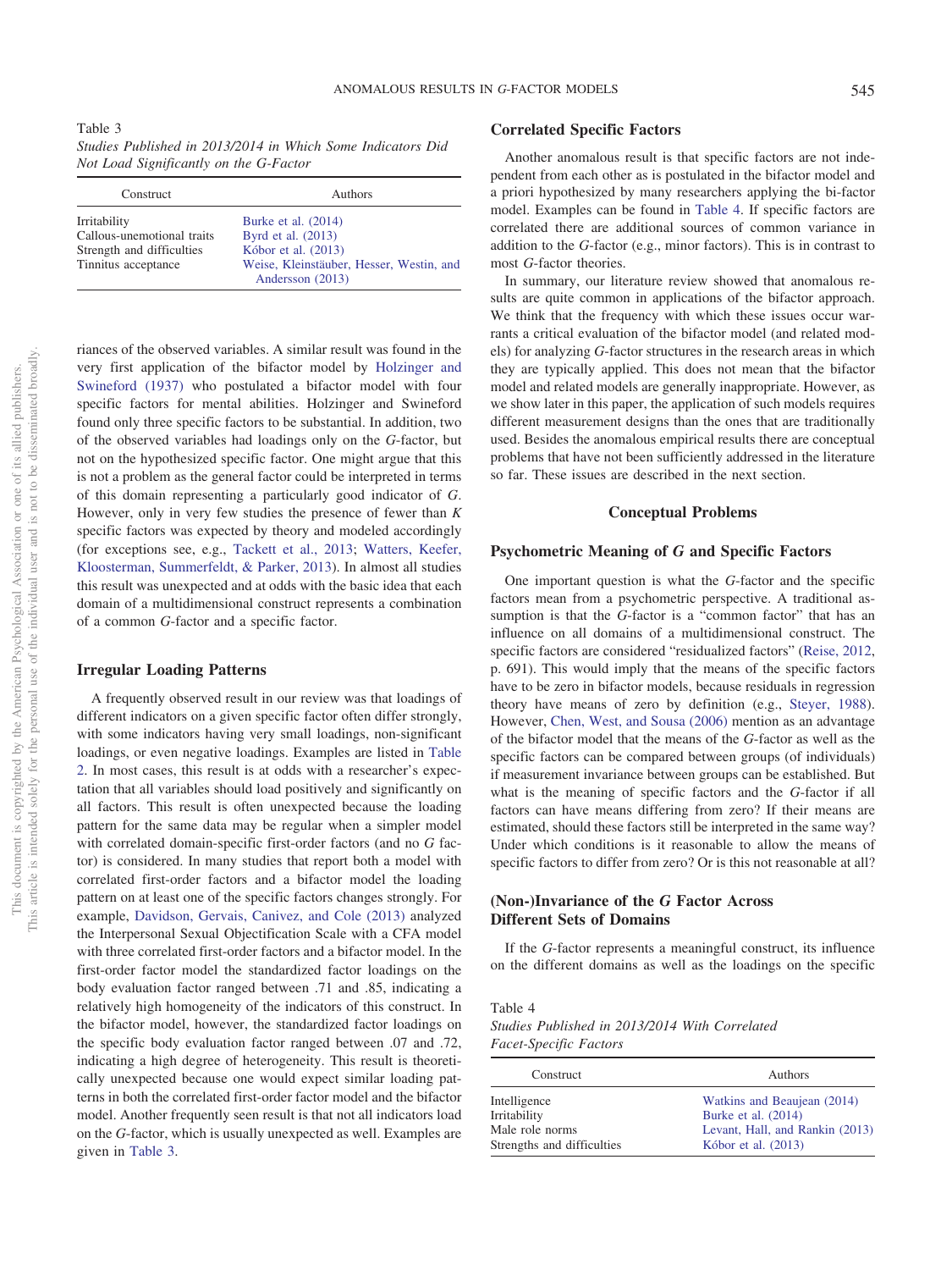Table 3
*Studies Published in 2013/2014 in Which Some Indicators Did Not Load Significantly on the G-Factor*

| Construct | Authors |
|---|---|
| Irritability | Burke et al. (2014) |
| Callous-unemotional traits | Byrd et al. (2013) |
| Strength and difficulties | Kóbor et al. (2013) |
| Tinnitus acceptance | Weise, Kleinstäuber, Hesser, Westin, and Andersson (2013) |

riances of the observed variables. A similar result was found in the very first application of the bifactor model by Holzinger and Swineford (1937) who postulated a bifactor model with four specific factors for mental abilities. Holzinger and Swineford found only three specific factors to be substantial. In addition, two of the observed variables had loadings only on the *G*-factor, but not on the hypothesized specific factor. One might argue that this is not a problem as the general factor could be interpreted in terms of this domain representing a particularly good indicator of *G*. However, only in very few studies the presence of fewer than *K* specific factors was expected by theory and modeled accordingly (for exceptions see, e.g., Tackett et al., 2013; Watters, Keefer, Kloosterman, Summerfeldt, & Parker, 2013). In almost all studies this result was unexpected and at odds with the basic idea that each domain of a multidimensional construct represents a combination of a common *G*-factor and a specific factor.

### Irregular Loading Patterns

A frequently observed result in our review was that loadings of different indicators on a given specific factor often differ strongly, with some indicators having very small loadings, non-significant loadings, or even negative loadings. Examples are listed in Table 2. In most cases, this result is at odds with a researcher's expectation that all variables should load positively and significantly on all factors. This result is often unexpected because the loading pattern for the same data may be regular when a simpler model with correlated domain-specific first-order factors (and no *G* factor) is considered. In many studies that report both a model with correlated first-order factors and a bifactor model the loading pattern on at least one of the specific factors changes strongly. For example, Davidson, Gervais, Canivez, and Cole (2013) analyzed the Interpersonal Sexual Objectification Scale with a CFA model with three correlated first-order factors and a bifactor model. In the first-order factor model the standardized factor loadings on the body evaluation factor ranged between .71 and .85, indicating a relatively high homogeneity of the indicators of this construct. In the bifactor model, however, the standardized factor loadings on the specific body evaluation factor ranged between .07 and .72, indicating a high degree of heterogeneity. This result is theoretically unexpected because one would expect similar loading patterns in both the correlated first-order factor model and the bifactor model. Another frequently seen result is that not all indicators load on the *G*-factor, which is usually unexpected as well. Examples are given in Table 3.

### Correlated Specific Factors

Another anomalous result is that specific factors are not independent from each other as is postulated in the bifactor model and a priori hypothesized by many researchers applying the bi-factor model. Examples can be found in Table 4. If specific factors are correlated there are additional sources of common variance in addition to the *G*-factor (e.g., minor factors). This is in contrast to most *G*-factor theories.

In summary, our literature review showed that anomalous results are quite common in applications of the bifactor approach. We think that the frequency with which these issues occur warrants a critical evaluation of the bifactor model (and related models) for analyzing *G*-factor structures in the research areas in which they are typically applied. This does not mean that the bifactor model and related models are generally inappropriate. However, as we show later in this paper, the application of such models requires different measurement designs than the ones that are traditionally used. Besides the anomalous empirical results there are conceptual problems that have not been sufficiently addressed in the literature so far. These issues are described in the next section.

## Conceptual Problems

### Psychometric Meaning of *G* and Specific Factors

One important question is what the *G*-factor and the specific factors mean from a psychometric perspective. A traditional assumption is that the *G*-factor is a "common factor" that has an influence on all domains of a multidimensional construct. The specific factors are considered "residualized factors" (Reise, 2012, p. 691). This would imply that the means of the specific factors have to be zero in bifactor models, because residuals in regression theory have means of zero by definition (e.g., Steyer, 1988). However, Chen, West, and Sousa (2006) mention as an advantage of the bifactor model that the means of the *G*-factor as well as the specific factors can be compared between groups (of individuals) if measurement invariance between groups can be established. But what is the meaning of specific factors and the *G*-factor if all factors can have means differing from zero? If their means are estimated, should these factors still be interpreted in the same way? Under which conditions is it reasonable to allow the means of specific factors to differ from zero? Or is this not reasonable at all?

### (Non-)Invariance of the *G* Factor Across Different Sets of Domains

If the *G*-factor represents a meaningful construct, its influence on the different domains as well as the loadings on the specific

Table 4
*Studies Published in 2013/2014 With Correlated Facet-Specific Factors*

| Construct | Authors |
|---|---|
| Intelligence | Watkins and Beaujean (2014) |
| Irritability | Burke et al. (2014) |
| Male role norms | Levant, Hall, and Rankin (2013) |
| Strengths and difficulties | Kóbor et al. (2013) |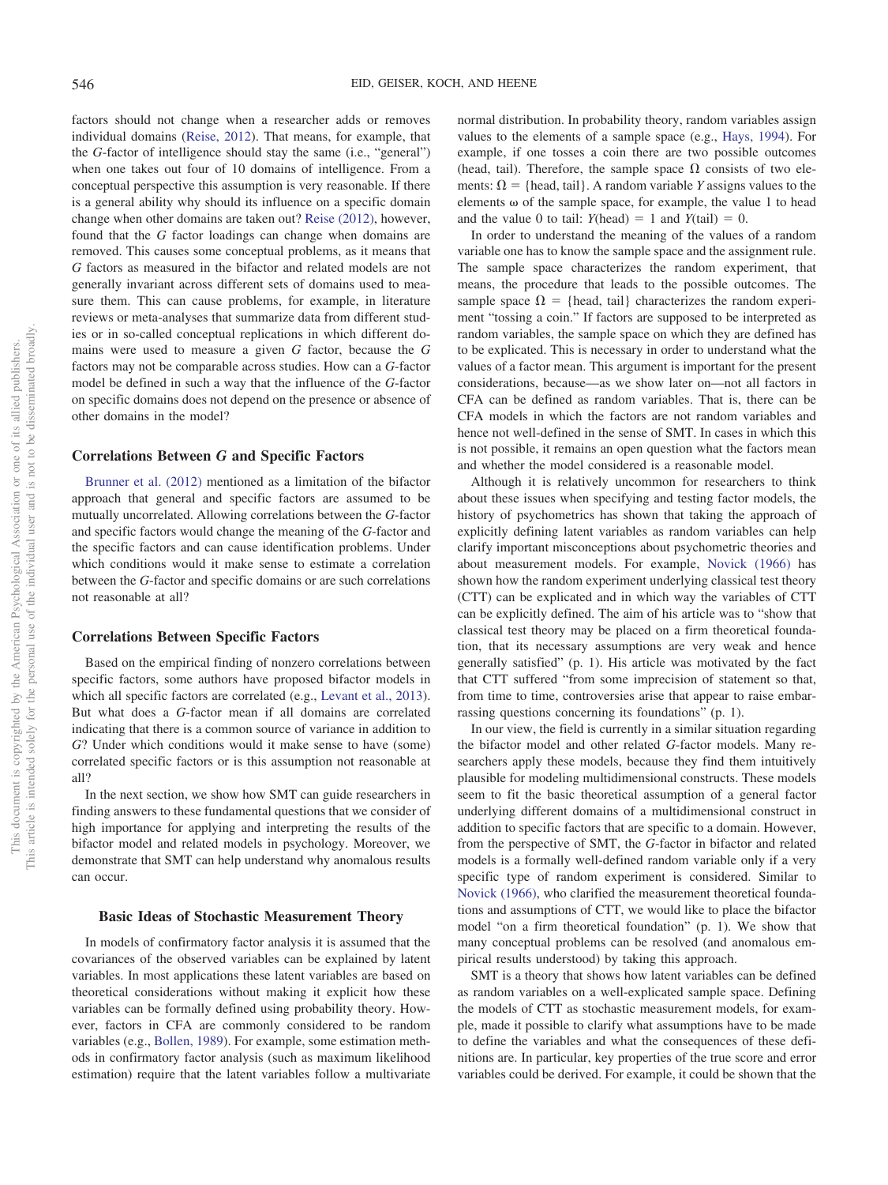factors should not change when a researcher adds or removes individual domains (Reise, 2012). That means, for example, that the *G*-factor of intelligence should stay the same (i.e., "general") when one takes out four of 10 domains of intelligence. From a conceptual perspective this assumption is very reasonable. If there is a general ability why should its influence on a specific domain change when other domains are taken out? Reise (2012), however, found that the *G* factor loadings can change when domains are removed. This causes some conceptual problems, as it means that *G* factors as measured in the bifactor and related models are not generally invariant across different sets of domains used to measure them. This can cause problems, for example, in literature reviews or meta-analyses that summarize data from different studies or in so-called conceptual replications in which different domains were used to measure a given *G* factor, because the *G* factors may not be comparable across studies. How can a *G*-factor model be defined in such a way that the influence of the *G*-factor on specific domains does not depend on the presence or absence of other domains in the model?

### Correlations Between *G* and Specific Factors

Brunner et al. (2012) mentioned as a limitation of the bifactor approach that general and specific factors are assumed to be mutually uncorrelated. Allowing correlations between the *G*-factor and specific factors would change the meaning of the *G*-factor and the specific factors and can cause identification problems. Under which conditions would it make sense to estimate a correlation between the *G*-factor and specific domains or are such correlations not reasonable at all?

### Correlations Between Specific Factors

Based on the empirical finding of nonzero correlations between specific factors, some authors have proposed bifactor models in which all specific factors are correlated (e.g., Levant et al., 2013). But what does a *G*-factor mean if all domains are correlated indicating that there is a common source of variance in addition to *G*? Under which conditions would it make sense to have (some) correlated specific factors or is this assumption not reasonable at all?

In the next section, we show how SMT can guide researchers in finding answers to these fundamental questions that we consider of high importance for applying and interpreting the results of the bifactor model and related models in psychology. Moreover, we demonstrate that SMT can help understand why anomalous results can occur.

## Basic Ideas of Stochastic Measurement Theory

In models of confirmatory factor analysis it is assumed that the covariances of the observed variables can be explained by latent variables. In most applications these latent variables are based on theoretical considerations without making it explicit how these variables can be formally defined using probability theory. However, factors in CFA are commonly considered to be random variables (e.g., Bollen, 1989). For example, some estimation methods in confirmatory factor analysis (such as maximum likelihood estimation) require that the latent variables follow a multivariate normal distribution. In probability theory, random variables assign values to the elements of a sample space (e.g., Hays, 1994). For example, if one tosses a coin there are two possible outcomes (head, tail). Therefore, the sample space $\Omega$ consists of two elements: $\Omega = \{\text{head, tail}\}$. A random variable $Y$ assigns values to the elements $\omega$ of the sample space, for example, the value 1 to head and the value 0 to tail: $Y(\text{head}) = 1$ and $Y(\text{tail}) = 0$.

In order to understand the meaning of the values of a random variable one has to know the sample space and the assignment rule. The sample space characterizes the random experiment, that means, the procedure that leads to the possible outcomes. The sample space $\Omega = \{\text{head, tail}\}$ characterizes the random experiment "tossing a coin." If factors are supposed to be interpreted as random variables, the sample space on which they are defined has to be explicated. This is necessary in order to understand what the values of a factor mean. This argument is important for the present considerations, because—as we show later on—not all factors in CFA can be defined as random variables. That is, there can be CFA models in which the factors are not random variables and hence not well-defined in the sense of SMT. In cases in which this is not possible, it remains an open question what the factors mean and whether the model considered is a reasonable model.

Although it is relatively uncommon for researchers to think about these issues when specifying and testing factor models, the history of psychometrics has shown that taking the approach of explicitly defining latent variables as random variables can help clarify important misconceptions about psychometric theories and about measurement models. For example, Novick (1966) has shown how the random experiment underlying classical test theory (CTT) can be explicated and in which way the variables of CTT can be explicitly defined. The aim of his article was to "show that classical test theory may be placed on a firm theoretical foundation, that its necessary assumptions are very weak and hence generally satisfied" (p. 1). His article was motivated by the fact that CTT suffered "from some imprecision of statement so that, from time to time, controversies arise that appear to raise embarrassing questions concerning its foundations" (p. 1).

In our view, the field is currently in a similar situation regarding the bifactor model and other related *G*-factor models. Many researchers apply these models, because they find them intuitively plausible for modeling multidimensional constructs. These models seem to fit the basic theoretical assumption of a general factor underlying different domains of a multidimensional construct in addition to specific factors that are specific to a domain. However, from the perspective of SMT, the *G*-factor in bifactor and related models is a formally well-defined random variable only if a very specific type of random experiment is considered. Similar to Novick (1966), who clarified the measurement theoretical foundations and assumptions of CTT, we would like to place the bifactor model "on a firm theoretical foundation" (p. 1). We show that many conceptual problems can be resolved (and anomalous empirical results understood) by taking this approach.

SMT is a theory that shows how latent variables can be defined as random variables on a well-explicated sample space. Defining the models of CTT as stochastic measurement models, for example, made it possible to clarify what assumptions have to be made to define the variables and what the consequences of these definitions are. In particular, key properties of the true score and error variables could be derived. For example, it could be shown that the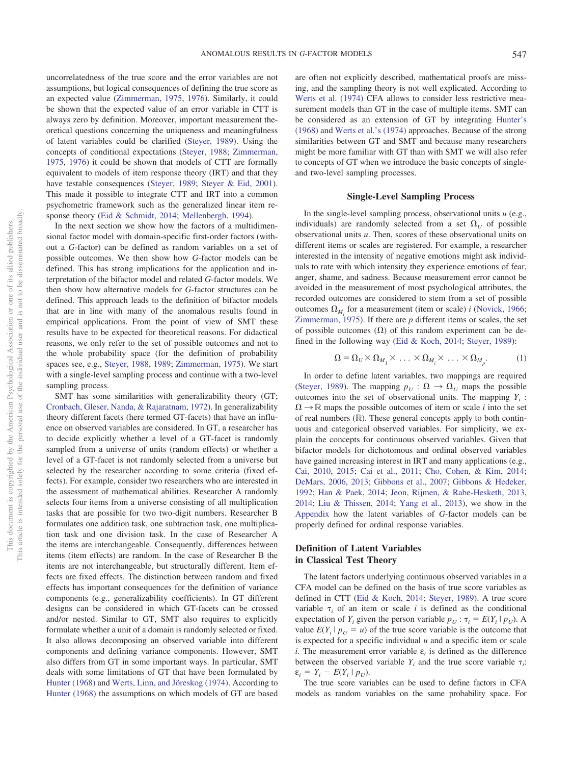uncorrelatedness of the true score and the error variables are not assumptions, but logical consequences of defining the true score as an expected value (Zimmerman, 1975, 1976). Similarly, it could be shown that the expected value of an error variable in CTT is always zero by definition. Moreover, important measurement theoretical questions concerning the uniqueness and meaningfulness of latent variables could be clarified (Steyer, 1989). Using the concepts of conditional expectations (Steyer, 1988; Zimmerman, 1975, 1976) it could be shown that models of CTT are formally equivalent to models of item response theory (IRT) and that they have testable consequences (Steyer, 1989; Steyer & Eid, 2001). This made it possible to integrate CTT and IRT into a common psychometric framework such as the generalized linear item response theory (Eid & Schmidt, 2014; Mellenbergh, 1994).

In the next section we show how the factors of a multidimensional factor model with domain-specific first-order factors (without a *G*-factor) can be defined as random variables on a set of possible outcomes. We then show how *G*-factor models can be defined. This has strong implications for the application and interpretation of the bifactor model and related *G*-factor models. We then show how alternative models for *G*-factor structures can be defined. This approach leads to the definition of bifactor models that are in line with many of the anomalous results found in empirical applications. From the point of view of SMT these results have to be expected for theoretical reasons. For didactical reasons, we only refer to the set of possible outcomes and not to the whole probability space (for the definition of probability spaces see, e.g., Steyer, 1988, 1989; Zimmerman, 1975). We start with a single-level sampling process and continue with a two-level sampling process.

SMT has some similarities with generalizability theory (GT; Cronbach, Gleser, Nanda, & Rajaratnam, 1972). In generalizability theory different facets (here termed GT-facets) that have an influence on observed variables are considered. In GT, a researcher has to decide explicitly whether a level of a GT-facet is randomly sampled from a universe of units (random effects) or whether a level of a GT-facet is not randomly selected from a universe but selected by the researcher according to some criteria (fixed effects). For example, consider two researchers who are interested in the assessment of mathematical abilities. Researcher A randomly selects four items from a universe consisting of all multiplication tasks that are possible for two two-digit numbers. Researcher B formulates one addition task, one subtraction task, one multiplication task and one division task. In the case of Researcher A the items are interchangeable. Consequently, differences between items (item effects) are random. In the case of Researcher B the items are not interchangeable, but structurally different. Item effects are fixed effects. The distinction between random and fixed effects has important consequences for the definition of variance components (e.g., generalizability coefficients). In GT different designs can be considered in which GT-facets can be crossed and/or nested. Similar to GT, SMT also requires to explicitly formulate whether a unit of a domain is randomly selected or fixed. It also allows decomposing an observed variable into different components and defining variance components. However, SMT also differs from GT in some important ways. In particular, SMT deals with some limitations of GT that have been formulated by Hunter (1968) and Werts, Linn, and Jöreskog (1974). According to Hunter (1968) the assumptions on which models of GT are based are often not explicitly described, mathematical proofs are missing, and the sampling theory is not well explicated. According to Werts et al. (1974) CFA allows to consider less restrictive measurement models than GT in the case of multiple items. SMT can be considered as an extension of GT by integrating Hunter's (1968) and Werts et al.'s (1974) approaches. Because of the strong similarities between GT and SMT and because many researchers might be more familiar with GT than with SMT we will also refer to concepts of GT when we introduce the basic concepts of single- and two-level sampling processes.

## Single-Level Sampling Process

In the single-level sampling process, observational units $u$ (e.g., individuals) are randomly selected from a set $\Omega_U$ of possible observational units $u$. Then, scores of these observational units on different items or scales are registered. For example, a researcher interested in the intensity of negative emotions might ask individuals to rate with which intensity they experience emotions of fear, anger, shame, and sadness. Because measurement error cannot be avoided in the measurement of most psychological attributes, the recorded outcomes are considered to stem from a set of possible outcomes $\Omega_{M_i}$ for a measurement (item or scale) $i$ (Novick, 1966; Zimmerman, 1975). If there are $p$ different items or scales, the set of possible outcomes ($\Omega$) of this random experiment can be defined in the following way (Eid & Koch, 2014; Steyer, 1989):

$$\Omega = \Omega_U \times \Omega_{M_1} \times \ldots \times \Omega_{M_i} \times \ldots \times \Omega_{M_p}. \tag{1}$$

In order to define latent variables, two mappings are required (Steyer, 1989). The mapping $p_U : \Omega \rightarrow \Omega_U$ maps the possible outcomes into the set of observational units. The mapping $Y_i : \Omega \rightarrow \mathbb{R}$ maps the possible outcomes of item or scale $i$ into the set of real numbers ($\mathbb{R}$). These general concepts apply to both continuous and categorical observed variables. For simplicity, we explain the concepts for continuous observed variables. Given that bifactor models for dichotomous and ordinal observed variables have gained increasing interest in IRT and many applications (e.g., Cai, 2010, 2015; Cai et al., 2011; Cho, Cohen, & Kim, 2014; DeMars, 2006, 2013; Gibbons et al., 2007; Gibbons & Hedeker, 1992; Han & Paek, 2014; Jeon, Rijmen, & Rabe-Hesketh, 2013, 2014; Liu & Thissen, 2014; Yang et al., 2013), we show in the Appendix how the latent variables of *G*-factor models can be properly defined for ordinal response variables.

## Definition of Latent Variables in Classical Test Theory

The latent factors underlying continuous observed variables in a CFA model can be defined on the basis of true score variables as defined in CTT (Eid & Koch, 2014; Steyer, 1989). A true score variable $\tau_i$ of an item or scale $i$ is defined as the conditional expectation of $Y_i$ given the person variable $p_U : \tau_i = E(Y_i \mid p_U)$. A value $E(Y_i \mid p_U = u)$ of the true score variable is the outcome that is expected for a specific individual $u$ and a specific item or scale $i$. The measurement error variable $\varepsilon_i$ is defined as the difference between the observed variable $Y_i$ and the true score variable $\tau_i$: $\varepsilon_i = Y_i - E(Y_i \mid p_U)$.

The true score variables can be used to define factors in CFA models as random variables on the same probability space. For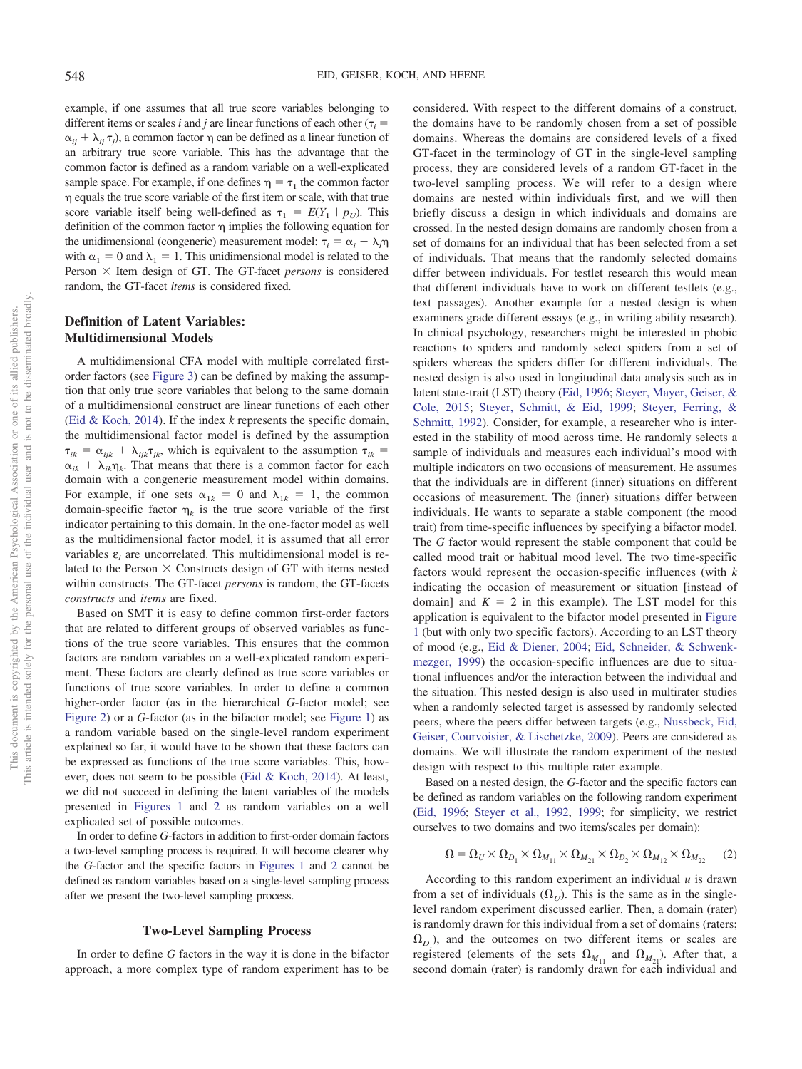example, if one assumes that all true score variables belonging to different items or scales $i$ and $j$ are linear functions of each other ($\tau_i = \alpha_{ij} + \lambda_{ij}\tau_j$), a common factor $\eta$ can be defined as a linear function of an arbitrary true score variable. This has the advantage that the common factor is defined as a random variable on a well-explicated sample space. For example, if one defines $\eta = \tau_1$ the common factor $\eta$ equals the true score variable of the first item or scale, with that true score variable itself being well-defined as $\tau_1 = E(Y_1 \mid p_U)$. This definition of the common factor $\eta$ implies the following equation for the unidimensional (congeneric) measurement model: $\tau_i = \alpha_i + \lambda_i\eta$ with $\alpha_1 = 0$ and $\lambda_1 = 1$. This unidimensional model is related to the Person × Item design of GT. The GT-facet *persons* is considered random, the GT-facet *items* is considered fixed.

## Definition of Latent Variables: Multidimensional Models

A multidimensional CFA model with multiple correlated first-order factors (see Figure 3) can be defined by making the assumption that only true score variables that belong to the same domain of a multidimensional construct are linear functions of each other (Eid & Koch, 2014). If the index $k$ represents the specific domain, the multidimensional factor model is defined by the assumption $\tau_{ik} = \alpha_{ijk} + \lambda_{ijk}\tau_{jk}$, which is equivalent to the assumption $\tau_{ik} = \alpha_{ik} + \lambda_{ik}\eta_k$. That means that there is a common factor for each domain with a congeneric measurement model within domains. For example, if one sets $\alpha_{1k} = 0$ and $\lambda_{1k} = 1$, the common domain-specific factor $\eta_k$ is the true score variable of the first indicator pertaining to this domain. In the one-factor model as well as the multidimensional factor model, it is assumed that all error variables $\varepsilon_i$ are uncorrelated. This multidimensional model is related to the Person × Constructs design of GT with items nested within constructs. The GT-facet *persons* is random, the GT-facets *constructs* and *items* are fixed.

Based on SMT it is easy to define common first-order factors that are related to different groups of observed variables as functions of the true score variables. This ensures that the common factors are random variables on a well-explicated random experiment. These factors are clearly defined as true score variables or functions of true score variables. In order to define a common higher-order factor (as in the hierarchical *G*-factor model; see Figure 2) or a *G*-factor (as in the bifactor model; see Figure 1) as a random variable based on the single-level random experiment explained so far, it would have to be shown that these factors can be expressed as functions of the true score variables. This, however, does not seem to be possible (Eid & Koch, 2014). At least, we did not succeed in defining the latent variables of the models presented in Figures 1 and 2 as random variables on a well explicated set of possible outcomes.

In order to define *G*-factors in addition to first-order domain factors a two-level sampling process is required. It will become clearer why the *G*-factor and the specific factors in Figures 1 and 2 cannot be defined as random variables based on a single-level sampling process after we present the two-level sampling process.

## Two-Level Sampling Process

In order to define *G* factors in the way it is done in the bifactor approach, a more complex type of random experiment has to be considered. With respect to the different domains of a construct, the domains have to be randomly chosen from a set of possible domains. Whereas the domains are considered levels of a fixed GT-facet in the terminology of GT in the single-level sampling process, they are considered levels of a random GT-facet in the two-level sampling process. We will refer to a design where domains are nested within individuals first, and we will then briefly discuss a design in which individuals and domains are crossed. In the nested design domains are randomly chosen from a set of domains for an individual that has been selected from a set of individuals. That means that the randomly selected domains differ between individuals. For testlet research this would mean that different individuals have to work on different testlets (e.g., text passages). Another example for a nested design is when examiners grade different essays (e.g., in writing ability research). In clinical psychology, researchers might be interested in phobic reactions to spiders and randomly select spiders from a set of spiders whereas the spiders differ for different individuals. The nested design is also used in longitudinal data analysis such as in latent state-trait (LST) theory (Eid, 1996; Steyer, Mayer, Geiser, & Cole, 2015; Steyer, Schmitt, & Eid, 1999; Steyer, Ferring, & Schmitt, 1992). Consider, for example, a researcher who is interested in the stability of mood across time. He randomly selects a sample of individuals and measures each individual's mood with multiple indicators on two occasions of measurement. He assumes that the individuals are in different (inner) situations on different occasions of measurement. The (inner) situations differ between individuals. He wants to separate a stable component (the mood trait) from time-specific influences by specifying a bifactor model. The *G* factor would represent the stable component that could be called mood trait or habitual mood level. The two time-specific factors would represent the occasion-specific influences (with $k$ indicating the occasion of measurement or situation [instead of domain] and $K = 2$ in this example). The LST model for this application is equivalent to the bifactor model presented in Figure 1 (but with only two specific factors). According to an LST theory of mood (e.g., Eid & Diener, 2004; Eid, Schneider, & Schwenkmezger, 1999) the occasion-specific influences are due to situational influences and/or the interaction between the individual and the situation. This nested design is also used in multirater studies when a randomly selected target is assessed by randomly selected peers, where the peers differ between targets (e.g., Nussbeck, Eid, Geiser, Courvoisier, & Lischetzke, 2009). Peers are considered as domains. We will illustrate the random experiment of the nested design with respect to this multiple rater example.

Based on a nested design, the *G*-factor and the specific factors can be defined as random variables on the following random experiment (Eid, 1996; Steyer et al., 1992, 1999; for simplicity, we restrict ourselves to two domains and two items/scales per domain):

$$\Omega = \Omega_U \times \Omega_{D_1} \times \Omega_{M_{11}} \times \Omega_{M_{21}} \times \Omega_{D_2} \times \Omega_{M_{12}} \times \Omega_{M_{22}} \qquad (2)$$

According to this random experiment an individual $u$ is drawn from a set of individuals ($\Omega_U$). This is the same as in the single-level random experiment discussed earlier. Then, a domain (rater) is randomly drawn for this individual from a set of domains (raters; $\Omega_{D_1}$), and the outcomes on two different items or scales are registered (elements of the sets $\Omega_{M_{11}}$ and $\Omega_{M_{21}}$). After that, a second domain (rater) is randomly drawn for each individual and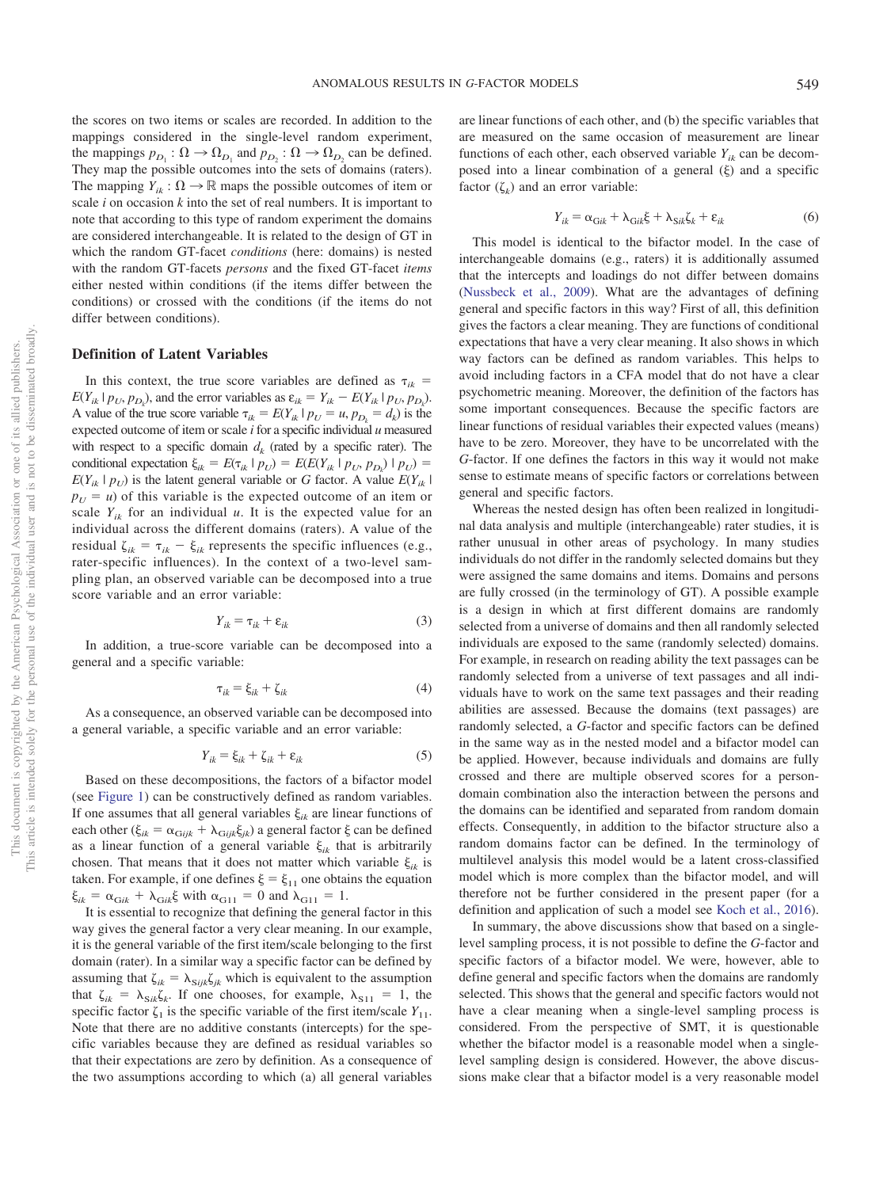the scores on two items or scales are recorded. In addition to the mappings considered in the single-level random experiment, the mappings $p_{D_1}: \Omega \rightarrow \Omega_{D_1}$ and $p_{D_2}: \Omega \rightarrow \Omega_{D_2}$ can be defined. They map the possible outcomes into the sets of domains (raters). The mapping $Y_{ik}: \Omega \rightarrow \mathbb{R}$ maps the possible outcomes of item or scale $i$ on occasion $k$ into the set of real numbers. It is important to note that according to this type of random experiment the domains are considered interchangeable. It is related to the design of GT in which the random GT-facet *conditions* (here: domains) is nested with the random GT-facets *persons* and the fixed GT-facet *items* either nested within conditions (if the items differ between the conditions) or crossed with the conditions (if the items do not differ between conditions).

### Definition of Latent Variables

In this context, the true score variables are defined as $\tau_{ik} = E(Y_{ik} \mid p_U, p_{D_k})$, and the error variables as $\varepsilon_{ik} = Y_{ik} - E(Y_{ik} \mid p_U, p_{D_k})$. A value of the true score variable $\tau_{ik} = E(Y_{ik} \mid p_U = u, p_{D_k} = d_k)$ is the expected outcome of item or scale $i$ for a specific individual $u$ measured with respect to a specific domain $d_k$ (rated by a specific rater). The conditional expectation $\xi_{ik} = E(\tau_{ik} \mid p_U) = E(E(Y_{ik} \mid p_U, p_{D_k}) \mid p_U) = E(Y_{ik} \mid p_U)$ is the latent general variable or $G$ factor. A value $E(Y_{ik} \mid p_U = u)$ of this variable is the expected outcome of an item or scale $Y_{ik}$ for an individual $u$. It is the expected value for an individual across the different domains (raters). A value of the residual $\zeta_{ik} = \tau_{ik} - \xi_{ik}$ represents the specific influences (e.g., rater-specific influences). In the context of a two-level sampling plan, an observed variable can be decomposed into a true score variable and an error variable:

$$Y_{ik} = \tau_{ik} + \varepsilon_{ik} \tag{3}$$

In addition, a true-score variable can be decomposed into a general and a specific variable:

$$\tau_{ik} = \xi_{ik} + \zeta_{ik} \tag{4}$$

As a consequence, an observed variable can be decomposed into a general variable, a specific variable and an error variable:

$$Y_{ik} = \xi_{ik} + \zeta_{ik} + \varepsilon_{ik} \tag{5}$$

Based on these decompositions, the factors of a bifactor model (see Figure 1) can be constructively defined as random variables. If one assumes that all general variables $\xi_{ik}$ are linear functions of each other ($\xi_{ik} = \alpha_{Gijk} + \lambda_{Gijk}\xi_{jk}$) a general factor $\xi$ can be defined as a linear function of a general variable $\xi_{ik}$ that is arbitrarily chosen. That means that it does not matter which variable $\xi_{ik}$ is taken. For example, if one defines $\xi = \xi_{11}$ one obtains the equation $\xi_{ik} = \alpha_{Gik} + \lambda_{Gik}\xi$ with $\alpha_{G11} = 0$ and $\lambda_{G11} = 1$.

It is essential to recognize that defining the general factor in this way gives the general factor a very clear meaning. In our example, it is the general variable of the first item/scale belonging to the first domain (rater). In a similar way a specific factor can be defined by assuming that $\zeta_{ik} = \lambda_{Sijk}\zeta_{jk}$ which is equivalent to the assumption that $\zeta_{ik} = \lambda_{Sik}\zeta_k$. If one chooses, for example, $\lambda_{S11} = 1$, the specific factor $\zeta_1$ is the specific variable of the first item/scale $Y_{11}$. Note that there are no additive constants (intercepts) for the specific variables because they are defined as residual variables so that their expectations are zero by definition. As a consequence of the two assumptions according to which (a) all general variables are linear functions of each other, and (b) the specific variables that are measured on the same occasion of measurement are linear functions of each other, each observed variable $Y_{ik}$ can be decomposed into a linear combination of a general ($\xi$) and a specific factor ($\zeta_k$) and an error variable:

$$Y_{ik} = \alpha_{Gik} + \lambda_{Gik}\xi + \lambda_{Sik}\zeta_k + \varepsilon_{ik} \tag{6}$$

This model is identical to the bifactor model. In the case of interchangeable domains (e.g., raters) it is additionally assumed that the intercepts and loadings do not differ between domains (Nussbeck et al., 2009). What are the advantages of defining general and specific factors in this way? First of all, this definition gives the factors a clear meaning. They are functions of conditional expectations that have a very clear meaning. It also shows in which way factors can be defined as random variables. This helps to avoid including factors in a CFA model that do not have a clear psychometric meaning. Moreover, the definition of the factors has some important consequences. Because the specific factors are linear functions of residual variables their expected values (means) have to be zero. Moreover, they have to be uncorrelated with the $G$-factor. If one defines the factors in this way it would not make sense to estimate means of specific factors or correlations between general and specific factors.

Whereas the nested design has often been realized in longitudinal data analysis and multiple (interchangeable) rater studies, it is rather unusual in other areas of psychology. In many studies individuals do not differ in the randomly selected domains but they were assigned the same domains and items. Domains and persons are fully crossed (in the terminology of GT). A possible example is a design in which at first different domains are randomly selected from a universe of domains and then all randomly selected individuals are exposed to the same (randomly selected) domains. For example, in research on reading ability the text passages can be randomly selected from a universe of text passages and all individuals have to work on the same text passages and their reading abilities are assessed. Because the domains (text passages) are randomly selected, a $G$-factor and specific factors can be defined in the same way as in the nested model and a bifactor model can be applied. However, because individuals and domains are fully crossed and there are multiple observed scores for a person-domain combination also the interaction between the persons and the domains can be identified and separated from random domain effects. Consequently, in addition to the bifactor structure also a random domains factor can be defined. In the terminology of multilevel analysis this model would be a latent cross-classified model which is more complex than the bifactor model, and will therefore not be further considered in the present paper (for a definition and application of such a model see Koch et al., 2016).

In summary, the above discussions show that based on a single-level sampling process, it is not possible to define the $G$-factor and specific factors of a bifactor model. We were, however, able to define general and specific factors when the domains are randomly selected. This shows that the general and specific factors would not have a clear meaning when a single-level sampling process is considered. From the perspective of SMT, it is questionable whether the bifactor model is a reasonable model when a single-level sampling design is considered. However, the above discussions make clear that a bifactor model is a very reasonable model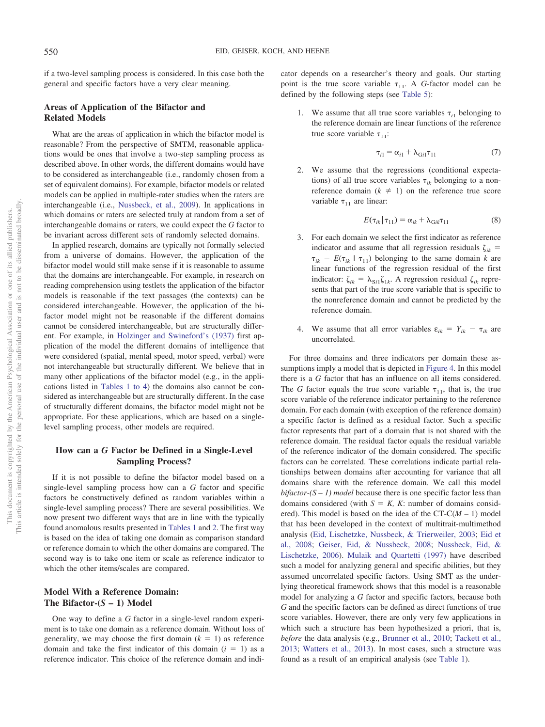if a two-level sampling process is considered. In this case both the general and specific factors have a very clear meaning.

## Areas of Application of the Bifactor and Related Models

What are the areas of application in which the bifactor model is reasonable? From the perspective of SMTM, reasonable applications would be ones that involve a two-step sampling process as described above. In other words, the different domains would have to be considered as interchangeable (i.e., randomly chosen from a set of equivalent domains). For example, bifactor models or related models can be applied in multiple-rater studies when the raters are interchangeable (i.e., Nussbeck, et al., 2009). In applications in which domains or raters are selected truly at random from a set of interchangeable domains or raters, we could expect the *G* factor to be invariant across different sets of randomly selected domains.

In applied research, domains are typically not formally selected from a universe of domains. However, the application of the bifactor model would still make sense if it is reasonable to assume that the domains are interchangeable. For example, in research on reading comprehension using testlets the application of the bifactor models is reasonable if the text passages (the contexts) can be considered interchangeable. However, the application of the bifactor model might not be reasonable if the different domains cannot be considered interchangeable, but are structurally different. For example, in Holzinger and Swineford's (1937) first application of the model the different domains of intelligence that were considered (spatial, mental speed, motor speed, verbal) were not interchangeable but structurally different. We believe that in many other applications of the bifactor model (e.g., in the applications listed in Tables 1 to 4) the domains also cannot be considered as interchangeable but are structurally different. In the case of structurally different domains, the bifactor model might not be appropriate. For these applications, which are based on a single-level sampling process, other models are required.

## How can a *G* Factor be Defined in a Single-Level Sampling Process?

If it is not possible to define the bifactor model based on a single-level sampling process how can a *G* factor and specific factors be constructively defined as random variables within a single-level sampling process? There are several possibilities. We now present two different ways that are in line with the typically found anomalous results presented in Tables 1 and 2. The first way is based on the idea of taking one domain as comparison standard or reference domain to which the other domains are compared. The second way is to take one item or scale as reference indicator to which the other items/scales are compared.

## Model With a Reference Domain: The Bifactor-($S$ – 1) Model

One way to define a *G* factor in a single-level random experiment is to take one domain as a reference domain. Without loss of generality, we may choose the first domain ($k = 1$) as reference domain and take the first indicator of this domain ($i = 1$) as a reference indicator. This choice of the reference domain and indicator depends on a researcher's theory and goals. Our starting point is the true score variable $\tau_{11}$. A *G*-factor model can be defined by the following steps (see Table 5):

1. We assume that all true score variables $\tau_{i1}$ belonging to the reference domain are linear functions of the reference true score variable $\tau_{11}$:

$$\tau_{i1} = \alpha_{i1} + \lambda_{Gi1}\tau_{11} \tag{7}$$

2. We assume that the regressions (conditional expectations) of all true score variables $\tau_{ik}$ belonging to a nonreference domain ($k \neq 1$) on the reference true score variable $\tau_{11}$ are linear:

$$E(\tau_{ik}|\tau_{11}) = \alpha_{ik} + \lambda_{Gik}\tau_{11} \tag{8}$$

3. For each domain we select the first indicator as reference indicator and assume that all regression residuals $\zeta_{ik} = \tau_{ik} - E(\tau_{ik} \mid \tau_{11})$ belonging to the same domain $k$ are linear functions of the regression residual of the first indicator: $\zeta_{ik} = \lambda_{Sik}\zeta_{1k}$. A regression residual $\zeta_{ik}$ represents that part of the true score variable that is specific to the nonreference domain and cannot be predicted by the reference domain.

4. We assume that all error variables $\varepsilon_{ik} = Y_{ik} - \tau_{ik}$ are uncorrelated.

For three domains and three indicators per domain these assumptions imply a model that is depicted in Figure 4. In this model there is a *G* factor that has an influence on all items considered. The *G* factor equals the true score variable $\tau_{11}$, that is, the true score variable of the reference indicator pertaining to the reference domain. For each domain (with exception of the reference domain) a specific factor is defined as a residual factor. Such a specific factor represents that part of a domain that is not shared with the reference domain. The residual factor equals the residual variable of the reference indicator of the domain considered. The specific factors can be correlated. These correlations indicate partial relationships between domains after accounting for variance that all domains share with the reference domain. We call this model *bifactor-($S$ – 1) model* because there is one specific factor less than domains considered (with $S = K$, $K$: number of domains considered). This model is based on the idea of the CT-C($M$ – 1) model that has been developed in the context of multitrait-multimethod analysis (Eid, Lischetzke, Nussbeck, & Trierweiler, 2003; Eid et al., 2008; Geiser, Eid, & Nussbeck, 2008; Nussbeck, Eid, & Lischetzke, 2006). Mulaik and Quartetti (1997) have described such a model for analyzing general and specific abilities, but they assumed uncorrelated specific factors. Using SMT as the underlying theoretical framework shows that this model is a reasonable model for analyzing a *G* factor and specific factors, because both *G* and the specific factors can be defined as direct functions of true score variables. However, there are only very few applications in which such a structure has been hypothesized a priori, that is, *before* the data analysis (e.g., Brunner et al., 2010; Tackett et al., 2013; Watters et al., 2013). In most cases, such a structure was found as a result of an empirical analysis (see Table 1).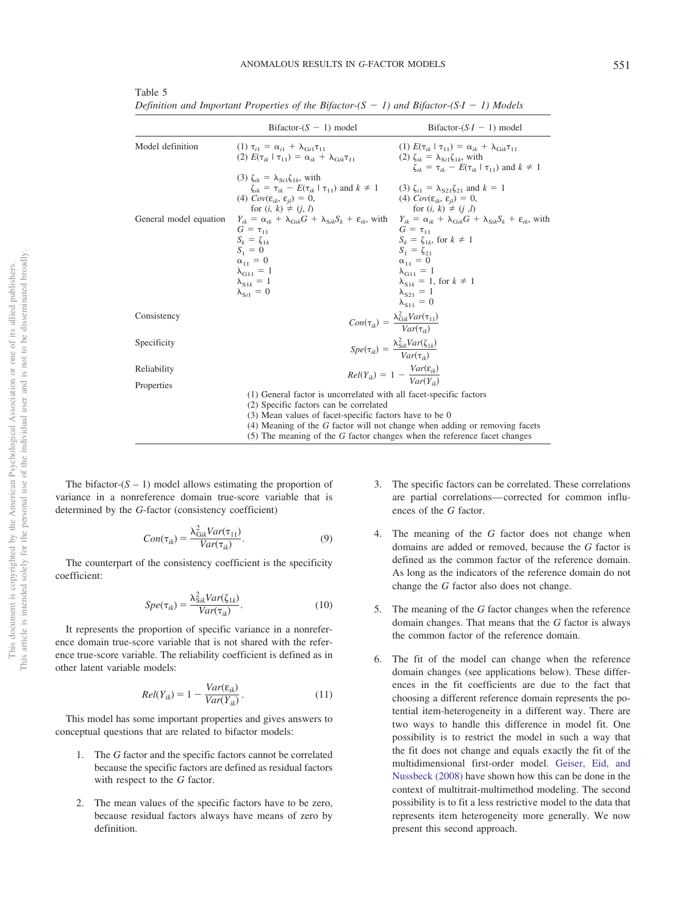Table 5
*Definition and Important Properties of the Bifactor-(S − 1) and Bifactor-(S·I − 1) Models*

| | Bifactor-$(S-1)$ model | Bifactor-$(S{\cdot}I-1)$ model |
|---|---|---|
| Model definition | (1) $\tau_{i1} = \alpha_{i1} + \lambda_{Gi1}\tau_{11}$ <br> (2) $E(\tau_{ik} \mid \tau_{11}) = \alpha_{ik} + \lambda_{Gik}\tau_{11}$ <br> (3) $\zeta_{ik} = \lambda_{Si1}\zeta_{1k}$, with $\zeta_{ik} = \tau_{ik} - E(\tau_{ik} \mid \tau_{11})$ and $k \neq 1$ <br> (4) $Cov(\varepsilon_{ik}, \varepsilon_{jl}) = 0$, for $(i, k) \neq (j, l)$ | (1) $E(\tau_{ik} \mid \tau_{11}) = \alpha_{ik} + \lambda_{Gik}\tau_{11}$ <br> (2) $\zeta_{ik} = \lambda_{Si1}\zeta_{1k}$, with $\zeta_{ik} = \tau_{ik} - E(\tau_{ik} \mid \tau_{11})$ and $k \neq 1$ <br> (3) $\zeta_{i1} = \lambda_{S21}\zeta_{21}$ and $k = 1$ <br> (4) $Cov(\varepsilon_{ik}, \varepsilon_{jl}) = 0$, for $(i, k) \neq (j, l)$ |
| General model equation | $Y_{ik} = \alpha_{ik} + \lambda_{Gik}G + \lambda_{Sik}S_k + \varepsilon_{ik}$, with <br> $G = \tau_{11}$ <br> $S_k = \zeta_{1k}$ <br> $S_1 = 0$ <br> $\alpha_{11} = 0$ <br> $\lambda_{G11} = 1$ <br> $\lambda_{S1k} = 1$ <br> $\lambda_{Si1} = 0$ | $Y_{ik} = \alpha_{ik} + \lambda_{Gik}G + \lambda_{Sik}S_k + \varepsilon_{ik}$, with <br> $G = \tau_{11}$ <br> $S_k = \zeta_{1k}$, for $k \neq 1$ <br> $S_1 = \zeta_{21}$ <br> $\alpha_{11} = 0$ <br> $\lambda_{G11} = 1$ <br> $\lambda_{S1k} = 1$, for $k \neq 1$ <br> $\lambda_{S21} = 1$ <br> $\lambda_{S11} = 0$ |
| Consistency | $Con(\tau_{ik}) = \frac{\lambda^2_{Gik}Var(\tau_{11})}{Var(\tau_{ik})}$ | |
| Specificity | $Spe(\tau_{ik}) = \frac{\lambda^2_{Sik}Var(\zeta_{1k})}{Var(\tau_{ik})}$ | |
| Reliability | $Rel(Y_{ik}) = 1 - \frac{Var(\varepsilon_{ik})}{Var(Y_{ik})}$ | |
| Properties | (1) General factor is uncorrelated with all facet-specific factors <br> (2) Specific factors can be correlated <br> (3) Mean values of facet-specific factors have to be 0 <br> (4) Meaning of the *G* factor will not change when adding or removing facets <br> (5) The meaning of the *G* factor changes when the reference facet changes | |

The bifactor-$(S-1)$ model allows estimating the proportion of variance in a nonreference domain true-score variable that is determined by the *G*-factor (consistency coefficient)

$$Con(\tau_{ik}) = \frac{\lambda^2_{Gik}Var(\tau_{11})}{Var(\tau_{ik})}. \tag{9}$$

The counterpart of the consistency coefficient is the specificity coefficient:

$$Spe(\tau_{ik}) = \frac{\lambda^2_{Sik}Var(\zeta_{1k})}{Var(\tau_{ik})}. \tag{10}$$

It represents the proportion of specific variance in a nonreference domain true-score variable that is not shared with the reference true-score variable. The reliability coefficient is defined as in other latent variable models:

$$Rel(Y_{ik}) = 1 - \frac{Var(\varepsilon_{ik})}{Var(Y_{ik})}. \tag{11}$$

This model has some important properties and gives answers to conceptual questions that are related to bifactor models:

1. The *G* factor and the specific factors cannot be correlated because the specific factors are defined as residual factors with respect to the *G* factor.

2. The mean values of the specific factors have to be zero, because residual factors always have means of zero by definition.

3. The specific factors can be correlated. These correlations are partial correlations—corrected for common influences of the *G* factor.

4. The meaning of the *G* factor does not change when domains are added or removed, because the *G* factor is defined as the common factor of the reference domain. As long as the indicators of the reference domain do not change the *G* factor also does not change.

5. The meaning of the *G* factor changes when the reference domain changes. That means that the *G* factor is always the common factor of the reference domain.

6. The fit of the model can change when the reference domain changes (see applications below). These differences in the fit coefficients are due to the fact that choosing a different reference domain represents the potential item-heterogeneity in a different way. There are two ways to handle this difference in model fit. One possibility is to restrict the model in such a way that the fit does not change and equals exactly the fit of the multidimensional first-order model. Geiser, Eid, and Nussbeck (2008) have shown how this can be done in the context of multitrait-multimethod modeling. The second possibility is to fit a less restrictive model to the data that represents item heterogeneity more generally. We now present this second approach.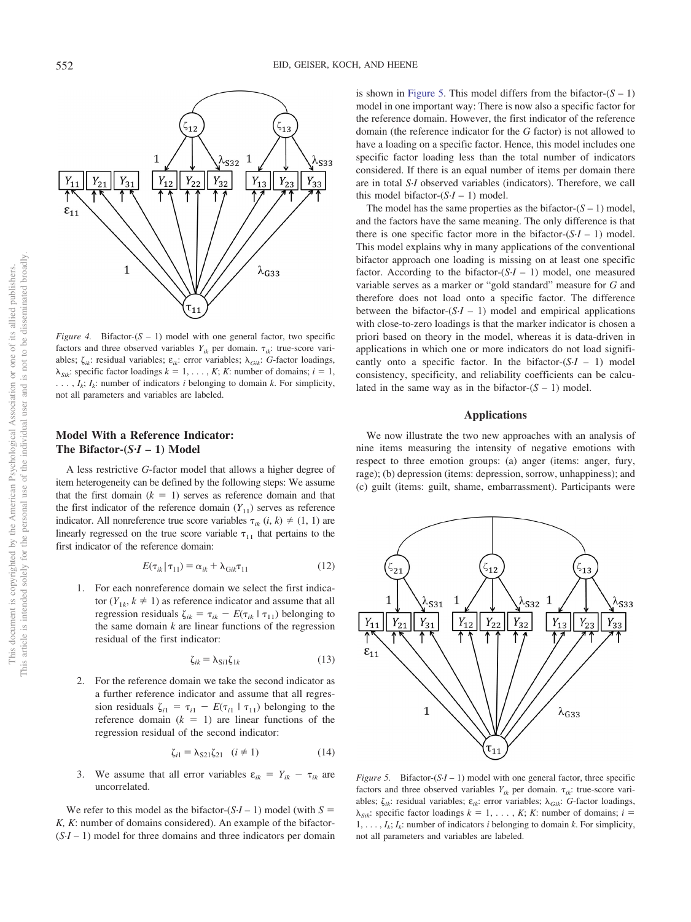*Figure 4.* Bifactor-($S$ – 1) model with one general factor, two specific factors and three observed variables $Y_{ik}$ per domain. $\tau_{ik}$: true-score variables; $\zeta_{ik}$: residual variables; $\varepsilon_{ik}$: error variables; $\lambda_{Gik}$: *G*-factor loadings, $\lambda_{Sik}$: specific factor loadings $k = 1, \ldots, K$; *K*: number of domains; $i = 1, \ldots, I_k$; $I_k$: number of indicators *i* belonging to domain *k*. For simplicity, not all parameters and variables are labeled.

## Model With a Reference Indicator: The Bifactor-($S{\cdot}I$ – 1) Model

A less restrictive *G*-factor model that allows a higher degree of item heterogeneity can be defined by the following steps: We assume that the first domain ($k = 1$) serves as reference domain and that the first indicator of the reference domain ($Y_{11}$) serves as reference indicator. All nonreference true score variables $\tau_{ik}$ $(i, k) \neq (1, 1)$ are linearly regressed on the true score variable $\tau_{11}$ that pertains to the first indicator of the reference domain:

$$E(\tau_{ik} \mid \tau_{11}) = \alpha_{ik} + \lambda_{Gik}\tau_{11} \tag{12}$$

1. For each nonreference domain we select the first indicator ($Y_{1k}$, $k \neq 1$) as reference indicator and assume that all regression residuals $\zeta_{ik} = \tau_{ik} - E(\tau_{ik} \mid \tau_{11})$ belonging to the same domain *k* are linear functions of the regression residual of the first indicator:

$$\zeta_{ik} = \lambda_{Si1}\zeta_{1k} \tag{13}$$

2. For the reference domain we take the second indicator as a further reference indicator and assume that all regression residuals $\zeta_{i1} = \tau_{i1} - E(\tau_{i1} \mid \tau_{11})$ belonging to the reference domain ($k = 1$) are linear functions of the regression residual of the second indicator:

$$\zeta_{i1} = \lambda_{S21}\zeta_{21} \quad (i \neq 1) \tag{14}$$

3. We assume that all error variables $\varepsilon_{ik} = Y_{ik} - \tau_{ik}$ are uncorrelated.

We refer to this model as the bifactor-($S{\cdot}I$ – 1) model (with $S = K$, *K*: number of domains considered). An example of the bifactor-($S{\cdot}I$ – 1) model for three domains and three indicators per domain is shown in Figure 5. This model differs from the bifactor-($S$ – 1) model in one important way: There is now also a specific factor for the reference domain. However, the first indicator of the reference domain (the reference indicator for the *G* factor) is not allowed to have a loading on a specific factor. Hence, this model includes one specific factor loading less than the total number of indicators considered. If there is an equal number of items per domain there are in total $S{\cdot}I$ observed variables (indicators). Therefore, we call this model bifactor-($S{\cdot}I$ – 1) model.

The model has the same properties as the bifactor-($S$ – 1) model, and the factors have the same meaning. The only difference is that there is one specific factor more in the bifactor-($S{\cdot}I$ – 1) model. This model explains why in many applications of the conventional bifactor approach one loading is missing on at least one specific factor. According to the bifactor-($S{\cdot}I$ – 1) model, one measured variable serves as a marker or "gold standard" measure for *G* and therefore does not load onto a specific factor. The difference between the bifactor-($S{\cdot}I$ – 1) model and empirical applications with close-to-zero loadings is that the marker indicator is chosen a priori based on theory in the model, whereas it is data-driven in applications in which one or more indicators do not load significantly onto a specific factor. In the bifactor-($S{\cdot}I$ – 1) model consistency, specificity, and reliability coefficients can be calculated in the same way as in the bifactor-($S$ – 1) model.

## Applications

We now illustrate the two new approaches with an analysis of nine items measuring the intensity of negative emotions with respect to three emotion groups: (a) anger (items: anger, fury, rage); (b) depression (items: depression, sorrow, unhappiness); and (c) guilt (items: guilt, shame, embarrassment). Participants were

*Figure 5.* Bifactor-($S{\cdot}I$ – 1) model with one general factor, three specific factors and three observed variables $Y_{ik}$ per domain. $\tau_{ik}$: true-score variables; $\zeta_{ik}$: residual variables; $\varepsilon_{ik}$: error variables; $\lambda_{Gik}$: *G*-factor loadings, $\lambda_{Sik}$: specific factor loadings $k = 1, \ldots, K$; *K*: number of domains; $i = 1, \ldots, I_k$; $I_k$: number of indicators *i* belonging to domain *k*. For simplicity, not all parameters and variables are labeled.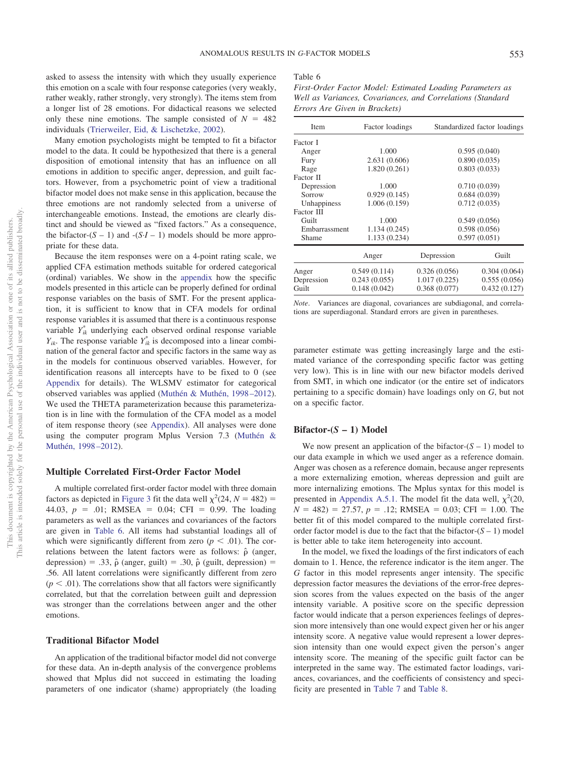asked to assess the intensity with which they usually experience this emotion on a scale with four response categories (very weakly, rather weakly, rather strongly, very strongly). The items stem from a longer list of 28 emotions. For didactical reasons we selected only these nine emotions. The sample consisted of $N$ = 482 individuals (Trierweiler, Eid, & Lischetzke, 2002).

Many emotion psychologists might be tempted to fit a bifactor model to the data. It could be hypothesized that there is a general disposition of emotional intensity that has an influence on all emotions in addition to specific anger, depression, and guilt factors. However, from a psychometric point of view a traditional bifactor model does not make sense in this application, because the three emotions are not randomly selected from a universe of interchangeable emotions. Instead, the emotions are clearly distinct and should be viewed as "fixed factors." As a consequence, the bifactor-($S$ – 1) and -($S{\cdot}I$ – 1) models should be more appropriate for these data.

Because the item responses were on a 4-point rating scale, we applied CFA estimation methods suitable for ordered categorical (ordinal) variables. We show in the appendix how the specific models presented in this article can be properly defined for ordinal response variables on the basis of SMT. For the present application, it is sufficient to know that in CFA models for ordinal response variables it is assumed that there is a continuous response variable $Y^*_{ik}$ underlying each observed ordinal response variable $Y_{ik}$. The response variable $Y^*_{ik}$ is decomposed into a linear combination of the general factor and specific factors in the same way as in the models for continuous observed variables. However, for identification reasons all intercepts have to be fixed to 0 (see Appendix for details). The WLSMV estimator for categorical observed variables was applied (Muthén & Muthén, 1998–2012). We used the THETA parameterization because this parameterization is in line with the formulation of the CFA model as a model of item response theory (see Appendix). All analyses were done using the computer program Mplus Version 7.3 (Muthén & Muthén, 1998–2012).

### Multiple Correlated First-Order Factor Model

A multiple correlated first-order factor model with three domain factors as depicted in Figure 3 fit the data well $\chi^2(24, N = 482) = 44.03$, $p$ = .01; RMSEA = 0.04; CFI = 0.99. The loading parameters as well as the variances and covariances of the factors are given in Table 6. All items had substantial loadings all of which were significantly different from zero ($p < .01$). The correlations between the latent factors were as follows: $\hat{\rho}$ (anger, depression) = .33, $\hat{\rho}$ (anger, guilt) = .30, $\hat{\rho}$ (guilt, depression) = .56. All latent correlations were significantly different from zero ($p < .01$). The correlations show that all factors were significantly correlated, but that the correlation between guilt and depression was stronger than the correlations between anger and the other emotions.

### Traditional Bifactor Model

An application of the traditional bifactor model did not converge for these data. An in-depth analysis of the convergence problems showed that Mplus did not succeed in estimating the loading parameters of one indicator (shame) appropriately (the loading

Table 6

*First-Order Factor Model: Estimated Loading Parameters as Well as Variances, Covariances, and Correlations (Standard Errors Are Given in Brackets)*

| Item | Factor loadings | Standardized factor loadings |
|---|---|---|
| Factor I | | |
| Anger | 1.000 | 0.595 (0.040) |
| Fury | 2.631 (0.606) | 0.890 (0.035) |
| Rage | 1.820 (0.261) | 0.803 (0.033) |
| Factor II | | |
| Depression | 1.000 | 0.710 (0.039) |
| Sorrow | 0.929 (0.145) | 0.684 (0.039) |
| Unhappiness | 1.006 (0.159) | 0.712 (0.035) |
| Factor III | | |
| Guilt | 1.000 | 0.549 (0.056) |
| Embarrassment | 1.134 (0.245) | 0.598 (0.056) |
| Shame | 1.133 (0.234) | 0.597 (0.051) |

| | Anger | Depression | Guilt |
|---|---|---|---|
| Anger | 0.549 (0.114) | 0.326 (0.056) | 0.304 (0.064) |
| Depression | 0.243 (0.055) | 1.017 (0.225) | 0.555 (0.056) |
| Guilt | 0.148 (0.042) | 0.368 (0.077) | 0.432 (0.127) |

*Note*. Variances are diagonal, covariances are subdiagonal, and correlations are superdiagonal. Standard errors are given in parentheses.

parameter estimate was getting increasingly large and the estimated variance of the corresponding specific factor was getting very low). This is in line with our new bifactor models derived from SMT, in which one indicator (or the entire set of indicators pertaining to a specific domain) have loadings only on $G$, but not on a specific factor.

### Bifactor-($S$ – 1) Model

We now present an application of the bifactor-($S$ – 1) model to our data example in which we used anger as a reference domain. Anger was chosen as a reference domain, because anger represents a more externalizing emotion, whereas depression and guilt are more internalizing emotions. The Mplus syntax for this model is presented in Appendix A.5.1. The model fit the data well, $\chi^2(20, N = 482) = 27.57$, $p$ = .12; RMSEA = 0.03; CFI = 1.00. The better fit of this model compared to the multiple correlated first-order factor model is due to the fact that the bifactor-($S$ – 1) model is better able to take item heterogeneity into account.

In the model, we fixed the loadings of the first indicators of each domain to 1. Hence, the reference indicator is the item anger. The $G$ factor in this model represents anger intensity. The specific depression factor measures the deviations of the error-free depression scores from the values expected on the basis of the anger intensity variable. A positive score on the specific depression factor would indicate that a person experiences feelings of depression more intensively than one would expect given her or his anger intensity score. A negative value would represent a lower depression intensity than one would expect given the person's anger intensity score. The meaning of the specific guilt factor can be interpreted in the same way. The estimated factor loadings, variances, covariances, and the coefficients of consistency and specificity are presented in Table 7 and Table 8.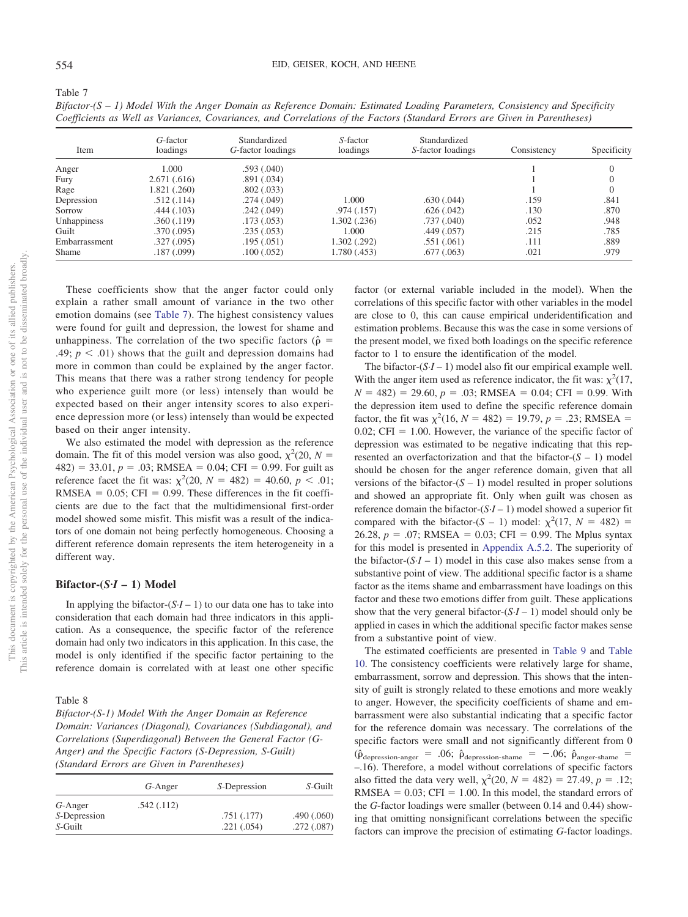Table 7

*Bifactor-(S – 1) Model With the Anger Domain as Reference Domain: Estimated Loading Parameters, Consistency and Specificity Coefficients as Well as Variances, Covariances, and Correlations of the Factors (Standard Errors are Given in Parentheses)*

| Item | *G*-factor loadings | Standardized *G*-factor loadings | *S*-factor loadings | Standardized *S*-factor loadings | Consistency | Specificity |
|---|---|---|---|---|---|---|
| Anger | 1.000 | .593 (.040) | | | 1 | 0 |
| Fury | 2.671 (.616) | .891 (.034) | | | 1 | 0 |
| Rage | 1.821 (.260) | .802 (.033) | | | 1 | 0 |
| Depression | .512 (.114) | .274 (.049) | 1.000 | .630 (.044) | .159 | .841 |
| Sorrow | .444 (.103) | .242 (.049) | .974 (.157) | .626 (.042) | .130 | .870 |
| Unhappiness | .360 (.119) | .173 (.053) | 1.302 (.236) | .737 (.040) | .052 | .948 |
| Guilt | .370 (.095) | .235 (.053) | 1.000 | .449 (.057) | .215 | .785 |
| Embarrassment | .327 (.095) | .195 (.051) | 1.302 (.292) | .551 (.061) | .111 | .889 |
| Shame | .187 (.099) | .100 (.052) | 1.780 (.453) | .677 (.063) | .021 | .979 |

These coefficients show that the anger factor could only explain a rather small amount of variance in the two other emotion domains (see Table 7). The highest consistency values were found for guilt and depression, the lowest for shame and unhappiness. The correlation of the two specific factors ($\hat{\rho}$ = .49; $p < .01$) shows that the guilt and depression domains had more in common than could be explained by the anger factor. This means that there was a rather strong tendency for people who experience guilt more (or less) intensely than would be expected based on their anger intensity scores to also experience depression more (or less) intensely than would be expected based on their anger intensity.

We also estimated the model with depression as the reference domain. The fit of this model version was also good, $\chi^2(20, N = 482) = 33.01$, $p = .03$; RMSEA = 0.04; CFI = 0.99. For guilt as reference facet the fit was: $\chi^2(20, N = 482) = 40.60$, $p < .01$; RMSEA = 0.05; CFI = 0.99. These differences in the fit coefficients are due to the fact that the multidimensional first-order model showed some misfit. This misfit was a result of the indicators of one domain not being perfectly homogeneous. Choosing a different reference domain represents the item heterogeneity in a different way.

## Bifactor-(*S·I* – 1) Model

In applying the bifactor-(*S·I* – 1) to our data one has to take into consideration that each domain had three indicators in this application. As a consequence, the specific factor of the reference domain had only two indicators in this application. In this case, the model is only identified if the specific factor pertaining to the reference domain is correlated with at least one other specific factor (or external variable included in the model). When the correlations of this specific factor with other variables in the model are close to 0, this can cause empirical underidentification and estimation problems. Because this was the case in some versions of the present model, we fixed both loadings on the specific reference factor to 1 to ensure the identification of the model.

The bifactor-(*S·I* – 1) model also fit our empirical example well. With the anger item used as reference indicator, the fit was: $\chi^2(17, N = 482) = 29.60$, $p = .03$; RMSEA = 0.04; CFI = 0.99. With the depression item used to define the specific reference domain factor, the fit was $\chi^2(16, N = 482) = 19.79$, $p = .23$; RMSEA = 0.02; CFI = 1.00. However, the variance of the specific factor of depression was estimated to be negative indicating that this represented an overfactorization and that the bifactor-(*S* – 1) model should be chosen for the anger reference domain, given that all versions of the bifactor-(*S* – 1) model resulted in proper solutions and showed an appropriate fit. Only when guilt was chosen as reference domain the bifactor-(*S·I* – 1) model showed a superior fit compared with the bifactor-(*S* – 1) model: $\chi^2(17, N = 482) = 26.28$, $p = .07$; RMSEA = 0.03; CFI = 0.99. The Mplus syntax for this model is presented in Appendix A.5.2. The superiority of the bifactor-(*S·I* – 1) model in this case also makes sense from a substantive point of view. The additional specific factor is a shame factor as the items shame and embarrassment have loadings on this factor and these two emotions differ from guilt. These applications show that the very general bifactor-(*S·I* – 1) model should only be applied in cases in which the additional specific factor makes sense from a substantive point of view.

The estimated coefficients are presented in Table 9 and Table 10. The consistency coefficients were relatively large for shame, embarrassment, sorrow and depression. This shows that the intensity of guilt is strongly related to these emotions and more weakly to anger. However, the specificity coefficients of shame and embarrassment were also substantial indicating that a specific factor for the reference domain was necessary. The correlations of the specific factors were small and not significantly different from 0 ($\hat{\rho}_{\text{depression-anger}} = .06$; $\hat{\rho}_{\text{depression-shame}} = -.06$; $\hat{\rho}_{\text{anger-shame}} = -.16$). Therefore, a model without correlations of specific factors also fitted the data very well, $\chi^2(20, N = 482) = 27.49$, $p = .12$; RMSEA = 0.03; CFI = 1.00. In this model, the standard errors of the *G*-factor loadings were smaller (between 0.14 and 0.44) showing that omitting nonsignificant correlations between the specific factors can improve the precision of estimating *G*-factor loadings.

Table 8

*Bifactor-(S-1) Model With the Anger Domain as Reference Domain: Variances (Diagonal), Covariances (Subdiagonal), and Correlations (Superdiagonal) Between the General Factor (G-Anger) and the Specific Factors (S-Depression, S-Guilt) (Standard Errors are Given in Parentheses)*

| | *G*-Anger | *S*-Depression | *S*-Guilt |
|---|---|---|---|
| *G*-Anger | .542 (.112) | | |
| *S*-Depression | | .751 (.177) | .490 (.060) |
| *S*-Guilt | | .221 (.054) | .272 (.087) |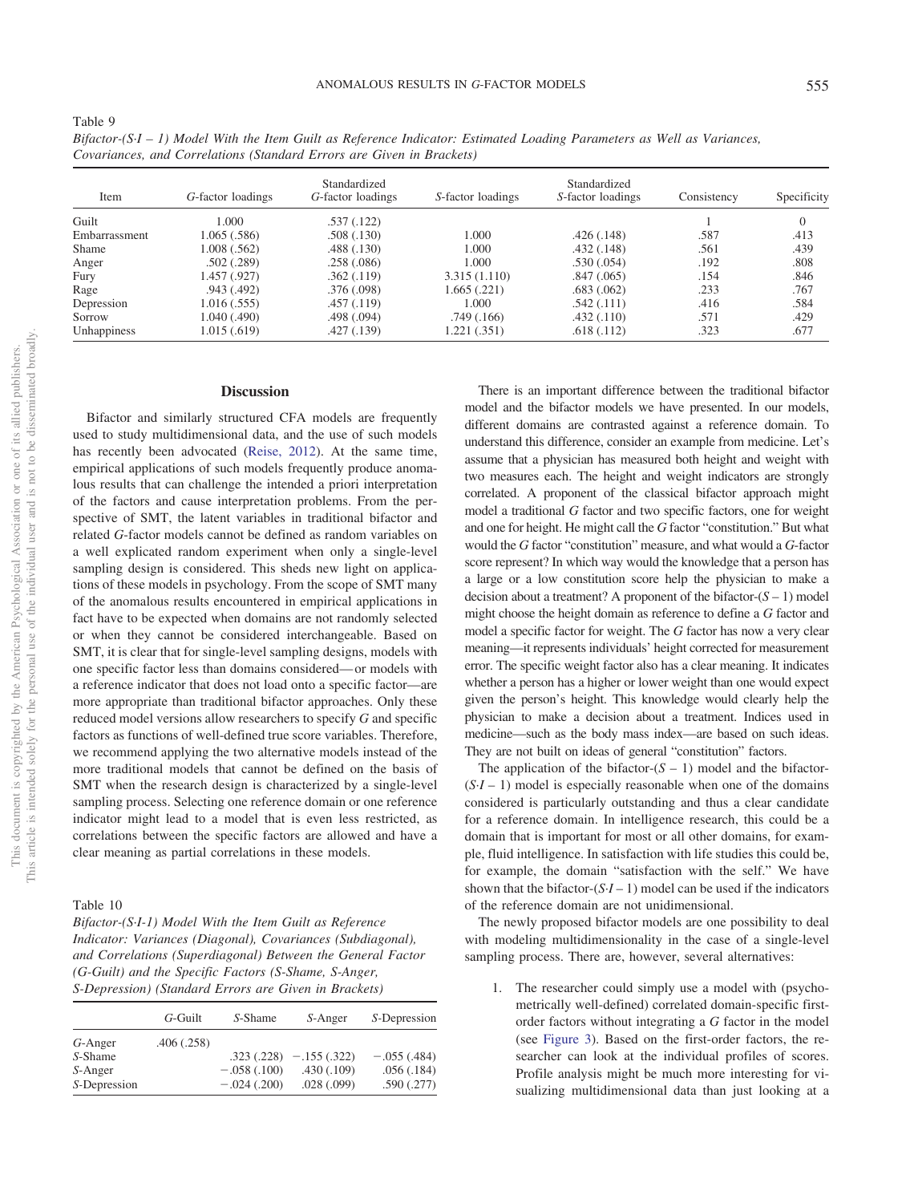Table 9

*Bifactor-(S·I – 1) Model With the Item Guilt as Reference Indicator: Estimated Loading Parameters as Well as Variances, Covariances, and Correlations (Standard Errors are Given in Brackets)*

| Item | *G*-factor loadings | Standardized *G*-factor loadings | *S*-factor loadings | Standardized *S*-factor loadings | Consistency | Specificity |
|---|---|---|---|---|---|---|
| Guilt | 1.000 | .537 (.122) | | | 1 | 0 |
| Embarrassment | 1.065 (.586) | .508 (.130) | 1.000 | .426 (.148) | .587 | .413 |
| Shame | 1.008 (.562) | .488 (.130) | 1.000 | .432 (.148) | .561 | .439 |
| Anger | .502 (.289) | .258 (.086) | 1.000 | .530 (.054) | .192 | .808 |
| Fury | 1.457 (.927) | .362 (.119) | 3.315 (1.110) | .847 (.065) | .154 | .846 |
| Rage | .943 (.492) | .376 (.098) | 1.665 (.221) | .683 (.062) | .233 | .767 |
| Depression | 1.016 (.555) | .457 (.119) | 1.000 | .542 (.111) | .416 | .584 |
| Sorrow | 1.040 (.490) | .498 (.094) | .749 (.166) | .432 (.110) | .571 | .429 |
| Unhappiness | 1.015 (.619) | .427 (.139) | 1.221 (.351) | .618 (.112) | .323 | .677 |

## Discussion

Bifactor and similarly structured CFA models are frequently used to study multidimensional data, and the use of such models has recently been advocated (Reise, 2012). At the same time, empirical applications of such models frequently produce anomalous results that can challenge the intended a priori interpretation of the factors and cause interpretation problems. From the perspective of SMT, the latent variables in traditional bifactor and related *G*-factor models cannot be defined as random variables on a well explicated random experiment when only a single-level sampling design is considered. This sheds new light on applications of these models in psychology. From the scope of SMT many of the anomalous results encountered in empirical applications in fact have to be expected when domains are not randomly selected or when they cannot be considered interchangeable. Based on SMT, it is clear that for single-level sampling designs, models with one specific factor less than domains considered—or models with a reference indicator that does not load onto a specific factor—are more appropriate than traditional bifactor approaches. Only these reduced model versions allow researchers to specify *G* and specific factors as functions of well-defined true score variables. Therefore, we recommend applying the two alternative models instead of the more traditional models that cannot be defined on the basis of SMT when the research design is characterized by a single-level sampling process. Selecting one reference domain or one reference indicator might lead to a model that is even less restricted, as correlations between the specific factors are allowed and have a clear meaning as partial correlations in these models.

Table 10

*Bifactor-(S·I-1) Model With the Item Guilt as Reference Indicator: Variances (Diagonal), Covariances (Subdiagonal), and Correlations (Superdiagonal) Between the General Factor (G-Guilt) and the Specific Factors (S-Shame, S-Anger, S-Depression) (Standard Errors are Given in Brackets)*

| | *G*-Guilt | *S*-Shame | *S*-Anger | *S*-Depression |
|---|---|---|---|---|
| *G*-Anger | .406 (.258) | | | |
| *S*-Shame | | .323 (.228) | −.155 (.322) | −.055 (.484) |
| *S*-Anger | | −.058 (.100) | .430 (.109) | .056 (.184) |
| *S*-Depression | | −.024 (.200) | .028 (.099) | .590 (.277) |

There is an important difference between the traditional bifactor model and the bifactor models we have presented. In our models, different domains are contrasted against a reference domain. To understand this difference, consider an example from medicine. Let's assume that a physician has measured both height and weight with two measures each. The height and weight indicators are strongly correlated. A proponent of the classical bifactor approach might model a traditional *G* factor and two specific factors, one for weight and one for height. He might call the *G* factor "constitution." But what would the *G* factor "constitution" measure, and what would a *G*-factor score represent? In which way would the knowledge that a person has a large or a low constitution score help the physician to make a decision about a treatment? A proponent of the bifactor-$(S - 1)$ model might choose the height domain as reference to define a *G* factor and model a specific factor for weight. The *G* factor has now a very clear meaning—it represents individuals' height corrected for measurement error. The specific weight factor also has a clear meaning. It indicates whether a person has a higher or lower weight than one would expect given the person's height. This knowledge would clearly help the physician to make a decision about a treatment. Indices used in medicine—such as the body mass index—are based on such ideas. They are not built on ideas of general "constitution" factors.

The application of the bifactor-$(S - 1)$ model and the bifactor-$(S{\cdot}I - 1)$ model is especially reasonable when one of the domains considered is particularly outstanding and thus a clear candidate for a reference domain. In intelligence research, this could be a domain that is important for most or all other domains, for example, fluid intelligence. In satisfaction with life studies this could be, for example, the domain "satisfaction with the self." We have shown that the bifactor-$(S{\cdot}I - 1)$ model can be used if the indicators of the reference domain are not unidimensional.

The newly proposed bifactor models are one possibility to deal with modeling multidimensionality in the case of a single-level sampling process. There are, however, several alternatives:

1. The researcher could simply use a model with (psychometrically well-defined) correlated domain-specific first-order factors without integrating a *G* factor in the model (see Figure 3). Based on the first-order factors, the researcher can look at the individual profiles of scores. Profile analysis might be much more interesting for visualizing multidimensional data than just looking at a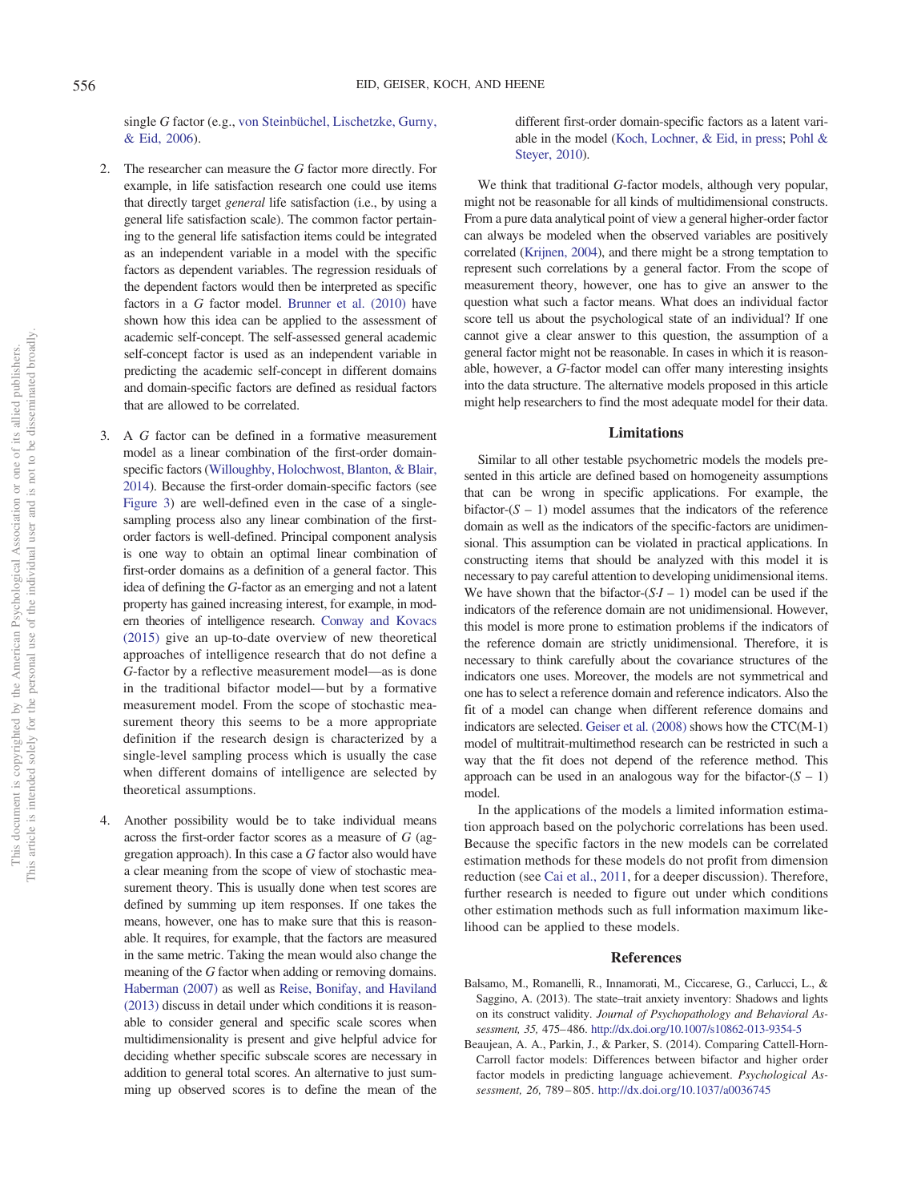single *G* factor (e.g., von Steinbüchel, Lischetzke, Gurny, & Eid, 2006).

2. The researcher can measure the *G* factor more directly. For example, in life satisfaction research one could use items that directly target *general* life satisfaction (i.e., by using a general life satisfaction scale). The common factor pertaining to the general life satisfaction items could be integrated as an independent variable in a model with the specific factors as dependent variables. The regression residuals of the dependent factors would then be interpreted as specific factors in a *G* factor model. Brunner et al. (2010) have shown how this idea can be applied to the assessment of academic self-concept. The self-assessed general academic self-concept factor is used as an independent variable in predicting the academic self-concept in different domains and domain-specific factors are defined as residual factors that are allowed to be correlated.

3. A *G* factor can be defined in a formative measurement model as a linear combination of the first-order domain-specific factors (Willoughby, Holochwost, Blanton, & Blair, 2014). Because the first-order domain-specific factors (see Figure 3) are well-defined even in the case of a single-sampling process also any linear combination of the first-order factors is well-defined. Principal component analysis is one way to obtain an optimal linear combination of first-order domains as a definition of a general factor. This idea of defining the *G*-factor as an emerging and not a latent property has gained increasing interest, for example, in modern theories of intelligence research. Conway and Kovacs (2015) give an up-to-date overview of new theoretical approaches of intelligence research that do not define a *G*-factor by a reflective measurement model—as is done in the traditional bifactor model—but by a formative measurement model. From the scope of stochastic measurement theory this seems to be a more appropriate definition if the research design is characterized by a single-level sampling process which is usually the case when different domains of intelligence are selected by theoretical assumptions.

4. Another possibility would be to take individual means across the first-order factor scores as a measure of *G* (aggregation approach). In this case a *G* factor also would have a clear meaning from the scope of view of stochastic measurement theory. This is usually done when test scores are defined by summing up item responses. If one takes the means, however, one has to make sure that this is reasonable. It requires, for example, that the factors are measured in the same metric. Taking the mean would also change the meaning of the *G* factor when adding or removing domains. Haberman (2007) as well as Reise, Bonifay, and Haviland (2013) discuss in detail under which conditions it is reasonable to consider general and specific scale scores when multidimensionality is present and give helpful advice for deciding whether specific subscale scores are necessary in addition to general total scores. An alternative to just summing up observed scores is to define the mean of the different first-order domain-specific factors as a latent variable in the model (Koch, Lochner, & Eid, in press; Pohl & Steyer, 2010).

We think that traditional *G*-factor models, although very popular, might not be reasonable for all kinds of multidimensional constructs. From a pure data analytical point of view a general higher-order factor can always be modeled when the observed variables are positively correlated (Krijnen, 2004), and there might be a strong temptation to represent such correlations by a general factor. From the scope of measurement theory, however, one has to give an answer to the question what such a factor means. What does an individual factor score tell us about the psychological state of an individual? If one cannot give a clear answer to this question, the assumption of a general factor might not be reasonable. In cases in which it is reasonable, however, a *G*-factor model can offer many interesting insights into the data structure. The alternative models proposed in this article might help researchers to find the most adequate model for their data.

## Limitations

Similar to all other testable psychometric models the models presented in this article are defined based on homogeneity assumptions that can be wrong in specific applications. For example, the bifactor-($S$ – 1) model assumes that the indicators of the reference domain as well as the indicators of the specific-factors are unidimensional. This assumption can be violated in practical applications. In constructing items that should be analyzed with this model it is necessary to pay careful attention to developing unidimensional items. We have shown that the bifactor-($S{\cdot}I$ – 1) model can be used if the indicators of the reference domain are not unidimensional. However, this model is more prone to estimation problems if the indicators of the reference domain are strictly unidimensional. Therefore, it is necessary to think carefully about the covariance structures of the indicators one uses. Moreover, the models are not symmetrical and one has to select a reference domain and reference indicators. Also the fit of a model can change when different reference domains and indicators are selected. Geiser et al. (2008) shows how the CTC(M-1) model of multitrait-multimethod research can be restricted in such a way that the fit does not depend of the reference method. This approach can be used in an analogous way for the bifactor-($S$ – 1) model.

In the applications of the models a limited information estimation approach based on the polychoric correlations has been used. Because the specific factors in the new models can be correlated estimation methods for these models do not profit from dimension reduction (see Cai et al., 2011, for a deeper discussion). Therefore, further research is needed to figure out under which conditions other estimation methods such as full information maximum likelihood can be applied to these models.

## References

Balsamo, M., Romanelli, R., Innamorati, M., Ciccarese, G., Carlucci, L., & Saggino, A. (2013). The state–trait anxiety inventory: Shadows and lights on its construct validity. *Journal of Psychopathology and Behavioral Assessment, 35,* 475–486. http://dx.doi.org/10.1007/s10862-013-9354-5

Beaujean, A. A., Parkin, J., & Parker, S. (2014). Comparing Cattell-Horn-Carroll factor models: Differences between bifactor and higher order factor models in predicting language achievement. *Psychological Assessment, 26,* 789–805. http://dx.doi.org/10.1037/a0036745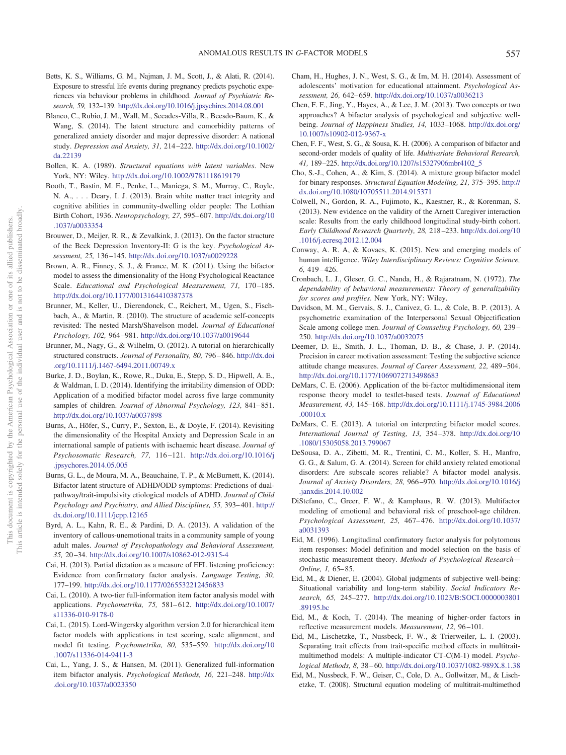Betts, K. S., Williams, G. M., Najman, J. M., Scott, J., & Alati, R. (2014). Exposure to stressful life events during pregnancy predicts psychotic experiences via behaviour problems in childhood. *Journal of Psychiatric Research, 59,* 132–139. http://dx.doi.org/10.1016/j.jpsychires.2014.08.001

Blanco, C., Rubio, J. M., Wall, M., Secades-Villa, R., Beesdo-Baum, K., & Wang, S. (2014). The latent structure and comorbidity patterns of generalized anxiety disorder and major depressive disorder: A national study. *Depression and Anxiety, 31,* 214–222. http://dx.doi.org/10.1002/da.22139

Bollen, K. A. (1989). *Structural equations with latent variables*. New York, NY: Wiley. http://dx.doi.org/10.1002/9781118619179

Booth, T., Bastin, M. E., Penke, L., Maniega, S. M., Murray, C., Royle, N. A., . . . Deary, I. J. (2013). Brain white matter tract integrity and cognitive abilities in community-dwelling older people: The Lothian Birth Cohort, 1936. *Neuropsychology, 27,* 595–607. http://dx.doi.org/10.1037/a0033354

Brouwer, D., Meijer, R. R., & Zevalkink, J. (2013). On the factor structure of the Beck Depression Inventory-II: G is the key. *Psychological Assessment, 25,* 136–145. http://dx.doi.org/10.1037/a0029228

Brown, A. R., Finney, S. J., & France, M. K. (2011). Using the bifactor model to assess the dimensionality of the Hong Psychological Reactance Scale. *Educational and Psychological Measurement, 71,* 170–185. http://dx.doi.org/10.1177/0013164410387378

Brunner, M., Keller, U., Dierendonck, C., Reichert, M., Ugen, S., Fischbach, A., & Martin, R. (2010). The structure of academic self-concepts revisited: The nested Marsh/Shavelson model. *Journal of Educational Psychology, 102,* 964–981. http://dx.doi.org/10.1037/a0019644

Brunner, M., Nagy, G., & Wilhelm, O. (2012). A tutorial on hierarchically structured constructs. *Journal of Personality, 80,* 796–846. http://dx.doi.org/10.1111/j.1467-6494.2011.00749.x

Burke, J. D., Boylan, K., Rowe, R., Duku, E., Stepp, S. D., Hipwell, A. E., & Waldman, I. D. (2014). Identifying the irritability dimension of ODD: Application of a modified bifactor model across five large community samples of children. *Journal of Abnormal Psychology, 123,* 841–851. http://dx.doi.org/10.1037/a0037898

Burns, A., Höfer, S., Curry, P., Sexton, E., & Doyle, F. (2014). Revisiting the dimensionality of the Hospital Anxiety and Depression Scale in an international sample of patients with ischaemic heart disease. *Journal of Psychosomatic Research, 77,* 116–121. http://dx.doi.org/10.1016/j.jpsychores.2014.05.005

Burns, G. L., de Moura, M. A., Beauchaine, T. P., & McBurnett, K. (2014). Bifactor latent structure of ADHD/ODD symptoms: Predictions of dual-pathway/trait-impulsivity etiological models of ADHD. *Journal of Child Psychology and Psychiatry, and Allied Disciplines, 55,* 393–401. http://dx.doi.org/10.1111/jcpp.12165

Byrd, A. L., Kahn, R. E., & Pardini, D. A. (2013). A validation of the inventory of callous-unemotional traits in a community sample of young adult males. *Journal of Psychopathology and Behavioral Assessment, 35,* 20–34. http://dx.doi.org/10.1007/s10862-012-9315-4

Cai, H. (2013). Partial dictation as a measure of EFL listening proficiency: Evidence from confirmatory factor analysis. *Language Testing, 30,* 177–199. http://dx.doi.org/10.1177/0265532212456833

Cai, L. (2010). A two-tier full-information item factor analysis model with applications. *Psychometrika, 75,* 581–612. http://dx.doi.org/10.1007/s11336-010-9178-0

Cai, L. (2015). Lord-Wingersky algorithm version 2.0 for hierarchical item factor models with applications in test scoring, scale alignment, and model fit testing. *Psychometrika, 80,* 535–559. http://dx.doi.org/10.1007/s11336-014-9411-3

Cai, L., Yang, J. S., & Hansen, M. (2011). Generalized full-information item bifactor analysis. *Psychological Methods, 16,* 221–248. http://dx.doi.org/10.1037/a0023350

Cham, H., Hughes, J. N., West, S. G., & Im, M. H. (2014). Assessment of adolescents' motivation for educational attainment. *Psychological Assessment, 26,* 642–659. http://dx.doi.org/10.1037/a0036213

Chen, F. F., Jing, Y., Hayes, A., & Lee, J. M. (2013). Two concepts or two approaches? A bifactor analysis of psychological and subjective well-being. *Journal of Happiness Studies, 14,* 1033–1068. http://dx.doi.org/10.1007/s10902-012-9367-x

Chen, F. F., West, S. G., & Sousa, K. H. (2006). A comparison of bifactor and second-order models of quality of life. *Multivariate Behavioral Research, 41,* 189–225. http://dx.doi.org/10.1207/s15327906mbr4102_5

Cho, S.-J., Cohen, A., & Kim, S. (2014). A mixture group bifactor model for binary responses. *Structural Equation Modeling, 21,* 375–395. http://dx.doi.org/10.1080/10705511.2014.915371

Colwell, N., Gordon, R. A., Fujimoto, K., Kaestner, R., & Korenman, S. (2013). New evidence on the validity of the Arnett Caregiver interaction scale: Results from the early childhood longitudinal study-birth cohort. *Early Childhood Research Quarterly, 28,* 218–233. http://dx.doi.org/10.1016/j.ecresq.2012.12.004

Conway, A. R. A, & Kovacs, K. (2015). New and emerging models of human intelligence. *Wiley Interdisciplinary Reviews: Cognitive Science, 6,* 419–426.

Cronbach, L. J., Gleser, G. C., Nanda, H., & Rajaratnam, N. (1972). *The dependability of behavioral measurements: Theory of generalizability for scores and profiles*. New York, NY: Wiley.

Davidson, M. M., Gervais, S. J., Canivez, G. L., & Cole, B. P. (2013). A psychometric examination of the Interpersonal Sexual Objectification Scale among college men. *Journal of Counseling Psychology, 60,* 239–250. http://dx.doi.org/10.1037/a0032075

Deemer, D. E., Smith, J. L., Thoman, D. B., & Chase, J. P. (2014). Precision in career motivation assessment: Testing the subjective science attitude change measures. *Journal of Career Assessment, 22,* 489–504. http://dx.doi.org/10.1177/1069072713498683

DeMars, C. E. (2006). Application of the bi-factor multidimensional item response theory model to testlet-based tests. *Journal of Educational Measurement, 43,* 145–168. http://dx.doi.org/10.1111/j.1745-3984.2006.00010.x

DeMars, C. E. (2013). A tutorial on interpreting bifactor model scores. *International Journal of Testing, 13,* 354–378. http://dx.doi.org/10.1080/15305058.2013.799067

DeSousa, D. A., Zibetti, M. R., Trentini, C. M., Koller, S. H., Manfro, G. G., & Salum, G. A. (2014). Screen for child anxiety related emotional disorders: Are subscale scores reliable? A bifactor model analysis. *Journal of Anxiety Disorders, 28,* 966–970. http://dx.doi.org/10.1016/j.janxdis.2014.10.002

DiStefano, C., Greer, F. W., & Kamphaus, R. W. (2013). Multifactor modeling of emotional and behavioral risk of preschool-age children. *Psychological Assessment, 25,* 467–476. http://dx.doi.org/10.1037/a0031393

Eid, M. (1996). Longitudinal confirmatory factor analysis for polytomous item responses: Model definition and model selection on the basis of stochastic measurement theory. *Methods of Psychological Research—Online, 1,* 65–85.

Eid, M., & Diener, E. (2004). Global judgments of subjective well-being: Situational variability and long-term stability. *Social Indicators Research, 65,* 245–277. http://dx.doi.org/10.1023/B:SOCI.0000003801.89195.bc

Eid, M., & Koch, T. (2014). The meaning of higher-order factors in reflective measurement models. *Measurement, 12,* 96–101.

Eid, M., Lischetzke, T., Nussbeck, F. W., & Trierweiler, L. I. (2003). Separating trait effects from trait-specific method effects in multitrait-multimethod models: A multiple-indicator CT-C(M-1) model. *Psychological Methods, 8,* 38–60. http://dx.doi.org/10.1037/1082-989X.8.1.38

Eid, M., Nussbeck, F. W., Geiser, C., Cole, D. A., Gollwitzer, M., & Lischetzke, T. (2008). Structural equation modeling of multitrait-multimethod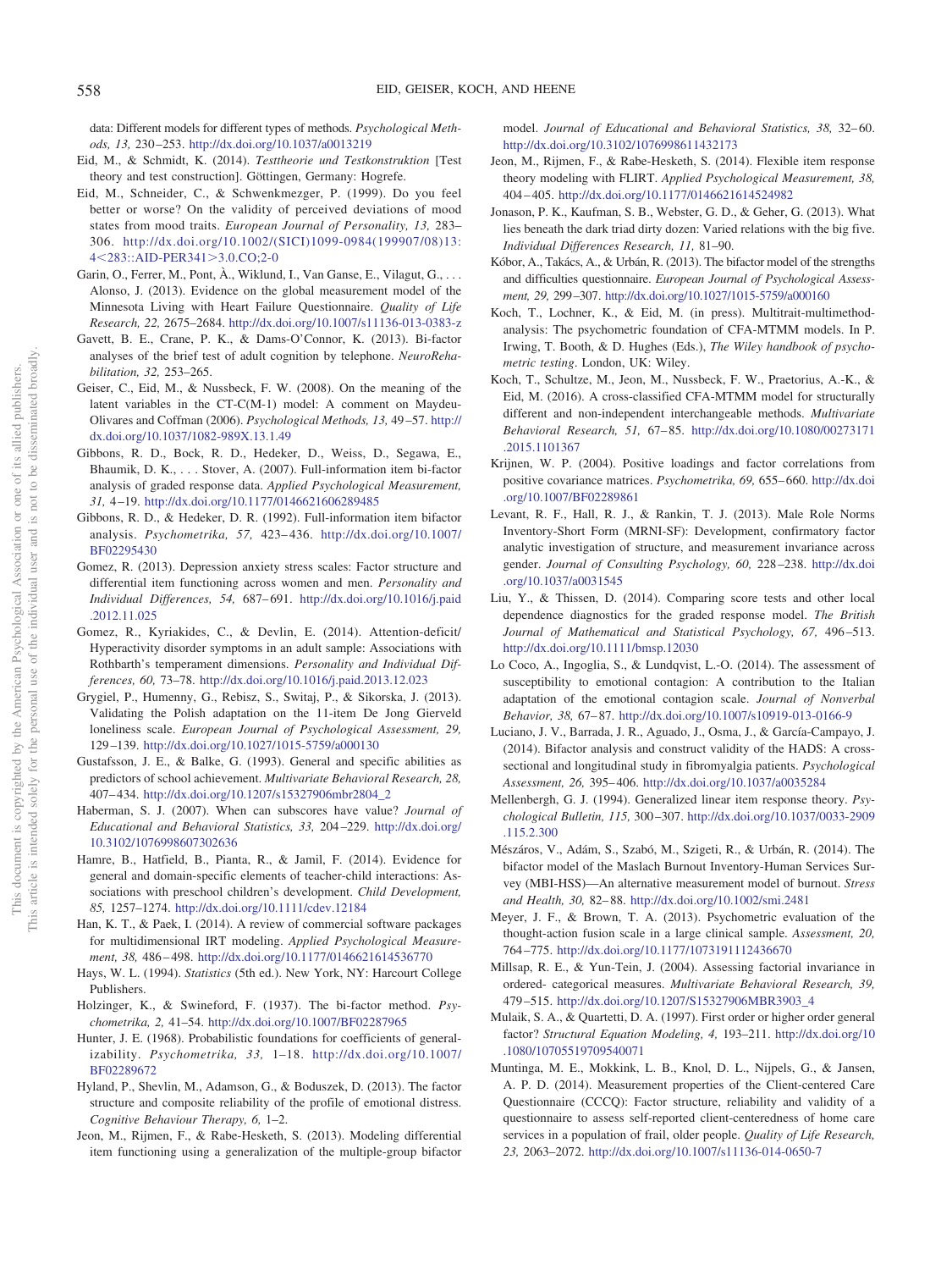data: Different models for different types of methods. *Psychological Methods, 13,* 230–253. http://dx.doi.org/10.1037/a0013219

Eid, M., & Schmidt, K. (2014). *Testtheorie und Testkonstruktion* [Test theory and test construction]. Göttingen, Germany: Hogrefe.

Eid, M., Schneider, C., & Schwenkmezger, P. (1999). Do you feel better or worse? On the validity of perceived deviations of mood states from mood traits. *European Journal of Personality, 13,* 283–306. http://dx.doi.org/10.1002/(SICI)1099-0984(199907/08)13:4<283::AID-PER341>3.0.CO;2-0

Garin, O., Ferrer, M., Pont, À., Wiklund, I., Van Ganse, E., Vilagut, G., . . . Alonso, J. (2013). Evidence on the global measurement model of the Minnesota Living with Heart Failure Questionnaire. *Quality of Life Research, 22,* 2675–2684. http://dx.doi.org/10.1007/s11136-013-0383-z

Gavett, B. E., Crane, P. K., & Dams-O'Connor, K. (2013). Bi-factor analyses of the brief test of adult cognition by telephone. *NeuroRehabilitation, 32,* 253–265.

Geiser, C., Eid, M., & Nussbeck, F. W. (2008). On the meaning of the latent variables in the CT-C(M-1) model: A comment on Maydeu-Olivares and Coffman (2006). *Psychological Methods, 13,* 49–57. http://dx.doi.org/10.1037/1082-989X.13.1.49

Gibbons, R. D., Bock, R. D., Hedeker, D., Weiss, D., Segawa, E., Bhaumik, D. K., . . . Stover, A. (2007). Full-information item bi-factor analysis of graded response data. *Applied Psychological Measurement, 31,* 4–19. http://dx.doi.org/10.1177/0146621606289485

Gibbons, R. D., & Hedeker, D. R. (1992). Full-information item bifactor analysis. *Psychometrika, 57,* 423–436. http://dx.doi.org/10.1007/BF02295430

Gomez, R. (2013). Depression anxiety stress scales: Factor structure and differential item functioning across women and men. *Personality and Individual Differences, 54,* 687–691. http://dx.doi.org/10.1016/j.paid.2012.11.025

Gomez, R., Kyriakides, C., & Devlin, E. (2014). Attention-deficit/Hyperactivity disorder symptoms in an adult sample: Associations with Rothbarth's temperament dimensions. *Personality and Individual Differences, 60,* 73–78. http://dx.doi.org/10.1016/j.paid.2013.12.023

Grygiel, P., Humenny, G., Rebisz, S., Switaj, P., & Sikorska, J. (2013). Validating the Polish adaptation on the 11-item De Jong Gierveld loneliness scale. *European Journal of Psychological Assessment, 29,* 129–139. http://dx.doi.org/10.1027/1015-5759/a000130

Gustafsson, J. E., & Balke, G. (1993). General and specific abilities as predictors of school achievement. *Multivariate Behavioral Research, 28,* 407–434. http://dx.doi.org/10.1207/s15327906mbr2804_2

Haberman, S. J. (2007). When can subscores have value? *Journal of Educational and Behavioral Statistics, 33,* 204–229. http://dx.doi.org/10.3102/1076998607302636

Hamre, B., Hatfield, B., Pianta, R., & Jamil, F. (2014). Evidence for general and domain-specific elements of teacher-child interactions: Associations with preschool children's development. *Child Development, 85,* 1257–1274. http://dx.doi.org/10.1111/cdev.12184

Han, K. T., & Paek, I. (2014). A review of commercial software packages for multidimensional IRT modeling. *Applied Psychological Measurement, 38,* 486–498. http://dx.doi.org/10.1177/0146621614536770

Hays, W. L. (1994). *Statistics* (5th ed.). New York, NY: Harcourt College Publishers.

Holzinger, K., & Swineford, F. (1937). The bi-factor method. *Psychometrika, 2,* 41–54. http://dx.doi.org/10.1007/BF02287965

Hunter, J. E. (1968). Probabilistic foundations for coefficients of generalizability. *Psychometrika, 33,* 1–18. http://dx.doi.org/10.1007/BF02289672

Hyland, P., Shevlin, M., Adamson, G., & Boduszek, D. (2013). The factor structure and composite reliability of the profile of emotional distress. *Cognitive Behaviour Therapy, 6,* 1–2.

Jeon, M., Rijmen, F., & Rabe-Hesketh, S. (2013). Modeling differential item functioning using a generalization of the multiple-group bifactor model. *Journal of Educational and Behavioral Statistics, 38,* 32–60. http://dx.doi.org/10.3102/1076998611432173

Jeon, M., Rijmen, F., & Rabe-Hesketh, S. (2014). Flexible item response theory modeling with FLIRT. *Applied Psychological Measurement, 38,* 404–405. http://dx.doi.org/10.1177/0146621614524982

Jonason, P. K., Kaufman, S. B., Webster, G. D., & Geher, G. (2013). What lies beneath the dark triad dirty dozen: Varied relations with the big five. *Individual Differences Research, 11,* 81–90.

Kóbor, A., Takács, A., & Urbán, R. (2013). The bifactor model of the strengths and difficulties questionnaire. *European Journal of Psychological Assessment, 29,* 299–307. http://dx.doi.org/10.1027/1015-5759/a000160

Koch, T., Lochner, K., & Eid, M. (in press). Multitrait-multimethod-analysis: The psychometric foundation of CFA-MTMM models. In P. Irwing, T. Booth, & D. Hughes (Eds.), *The Wiley handbook of psychometric testing*. London, UK: Wiley.

Koch, T., Schultze, M., Jeon, M., Nussbeck, F. W., Praetorius, A.-K., & Eid, M. (2016). A cross-classified CFA-MTMM model for structurally different and non-independent interchangeable methods. *Multivariate Behavioral Research, 51,* 67–85. http://dx.doi.org/10.1080/00273171.2015.1101367

Krijnen, W. P. (2004). Positive loadings and factor correlations from positive covariance matrices. *Psychometrika, 69,* 655–660. http://dx.doi.org/10.1007/BF02289861

Levant, R. F., Hall, R. J., & Rankin, T. J. (2013). Male Role Norms Inventory-Short Form (MRNI-SF): Development, confirmatory factor analytic investigation of structure, and measurement invariance across gender. *Journal of Consulting Psychology, 60,* 228–238. http://dx.doi.org/10.1037/a0031545

Liu, Y., & Thissen, D. (2014). Comparing score tests and other local dependence diagnostics for the graded response model. *The British Journal of Mathematical and Statistical Psychology, 67,* 496–513. http://dx.doi.org/10.1111/bmsp.12030

Lo Coco, A., Ingoglia, S., & Lundqvist, L.-O. (2014). The assessment of susceptibility to emotional contagion: A contribution to the Italian adaptation of the emotional contagion scale. *Journal of Nonverbal Behavior, 38,* 67–87. http://dx.doi.org/10.1007/s10919-013-0166-9

Luciano, J. V., Barrada, J. R., Aguado, J., Osma, J., & García-Campayo, J. (2014). Bifactor analysis and construct validity of the HADS: A cross-sectional and longitudinal study in fibromyalgia patients. *Psychological Assessment, 26,* 395–406. http://dx.doi.org/10.1037/a0035284

Mellenbergh, G. J. (1994). Generalized linear item response theory. *Psychological Bulletin, 115,* 300–307. http://dx.doi.org/10.1037/0033-2909.115.2.300

Mészáros, V., Adám, S., Szabó, M., Szigeti, R., & Urbán, R. (2014). The bifactor model of the Maslach Burnout Inventory-Human Services Survey (MBI-HSS)—An alternative measurement model of burnout. *Stress and Health, 30,* 82–88. http://dx.doi.org/10.1002/smi.2481

Meyer, J. F., & Brown, T. A. (2013). Psychometric evaluation of the thought-action fusion scale in a large clinical sample. *Assessment, 20,* 764–775. http://dx.doi.org/10.1177/1073191112436670

Millsap, R. E., & Yun-Tein, J. (2004). Assessing factorial invariance in ordered- categorical measures. *Multivariate Behavioral Research, 39,* 479–515. http://dx.doi.org/10.1207/S15327906MBR3903_4

Mulaik, S. A., & Quartetti, D. A. (1997). First order or higher order general factor? *Structural Equation Modeling, 4,* 193–211. http://dx.doi.org/10.1080/10705519709540071

Muntinga, M. E., Mokkink, L. B., Knol, D. L., Nijpels, G., & Jansen, A. P. D. (2014). Measurement properties of the Client-centered Care Questionnaire (CCCQ): Factor structure, reliability and validity of a questionnaire to assess self-reported client-centeredness of home care services in a population of frail, older people. *Quality of Life Research, 23,* 2063–2072. http://dx.doi.org/10.1007/s11136-014-0650-7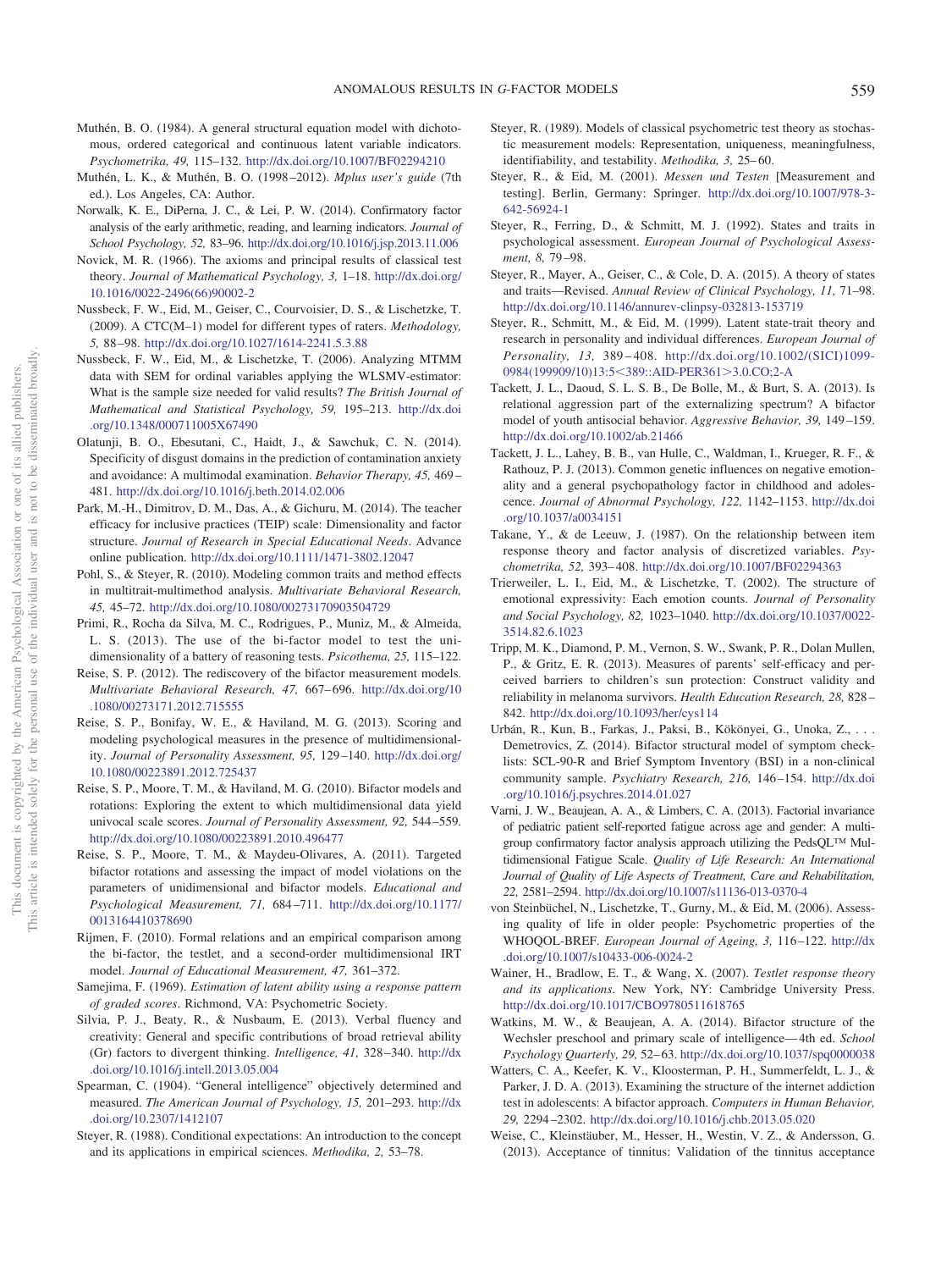Muthén, B. O. (1984). A general structural equation model with dichotomous, ordered categorical and continuous latent variable indicators. *Psychometrika, 49,* 115–132. http://dx.doi.org/10.1007/BF02294210

Muthén, L. K., & Muthén, B. O. (1998–2012). *Mplus user's guide* (7th ed.). Los Angeles, CA: Author.

Norwalk, K. E., DiPerna, J. C., & Lei, P. W. (2014). Confirmatory factor analysis of the early arithmetic, reading, and learning indicators. *Journal of School Psychology, 52,* 83–96. http://dx.doi.org/10.1016/j.jsp.2013.11.006

Novick, M. R. (1966). The axioms and principal results of classical test theory. *Journal of Mathematical Psychology, 3,* 1–18. http://dx.doi.org/10.1016/0022-2496(66)90002-2

Nussbeck, F. W., Eid, M., Geiser, C., Courvoisier, D. S., & Lischetzke, T. (2009). A CTC(M–1) model for different types of raters. *Methodology, 5,* 88–98. http://dx.doi.org/10.1027/1614-2241.5.3.88

Nussbeck, F. W., Eid, M., & Lischetzke, T. (2006). Analyzing MTMM data with SEM for ordinal variables applying the WLSMV-estimator: What is the sample size needed for valid results? *The British Journal of Mathematical and Statistical Psychology, 59,* 195–213. http://dx.doi.org/10.1348/000711005X67490

Olatunji, B. O., Ebesutani, C., Haidt, J., & Sawchuk, C. N. (2014). Specificity of disgust domains in the prediction of contamination anxiety and avoidance: A multimodal examination. *Behavior Therapy, 45,* 469–481. http://dx.doi.org/10.1016/j.beth.2014.02.006

Park, M.-H., Dimitrov, D. M., Das, A., & Gichuru, M. (2014). The teacher efficacy for inclusive practices (TEIP) scale: Dimensionality and factor structure. *Journal of Research in Special Educational Needs*. Advance online publication. http://dx.doi.org/10.1111/1471-3802.12047

Pohl, S., & Steyer, R. (2010). Modeling common traits and method effects in multitrait-multimethod analysis. *Multivariate Behavioral Research, 45,* 45–72. http://dx.doi.org/10.1080/00273170903504729

Primi, R., Rocha da Silva, M. C., Rodrigues, P., Muniz, M., & Almeida, L. S. (2013). The use of the bi-factor model to test the unidimensionality of a battery of reasoning tests. *Psicothema, 25,* 115–122.

Reise, S. P. (2012). The rediscovery of the bifactor measurement models. *Multivariate Behavioral Research, 47,* 667–696. http://dx.doi.org/10.1080/00273171.2012.715555

Reise, S. P., Bonifay, W. E., & Haviland, M. G. (2013). Scoring and modeling psychological measures in the presence of multidimensionality. *Journal of Personality Assessment, 95,* 129–140. http://dx.doi.org/10.1080/00223891.2012.725437

Reise, S. P., Moore, T. M., & Haviland, M. G. (2010). Bifactor models and rotations: Exploring the extent to which multidimensional data yield univocal scale scores. *Journal of Personality Assessment, 92,* 544–559. http://dx.doi.org/10.1080/00223891.2010.496477

Reise, S. P., Moore, T. M., & Maydeu-Olivares, A. (2011). Targeted bifactor rotations and assessing the impact of model violations on the parameters of unidimensional and bifactor models. *Educational and Psychological Measurement, 71,* 684–711. http://dx.doi.org/10.1177/0013164410378690

Rijmen, F. (2010). Formal relations and an empirical comparison among the bi-factor, the testlet, and a second-order multidimensional IRT model. *Journal of Educational Measurement, 47,* 361–372.

Samejima, F. (1969). *Estimation of latent ability using a response pattern of graded scores*. Richmond, VA: Psychometric Society.

Silvia, P. J., Beaty, R., & Nusbaum, E. (2013). Verbal fluency and creativity: General and specific contributions of broad retrieval ability (Gr) factors to divergent thinking. *Intelligence, 41,* 328–340. http://dx.doi.org/10.1016/j.intell.2013.05.004

Spearman, C. (1904). "General intelligence" objectively determined and measured. *The American Journal of Psychology, 15,* 201–293. http://dx.doi.org/10.2307/1412107

Steyer, R. (1988). Conditional expectations: An introduction to the concept and its applications in empirical sciences. *Methodika, 2,* 53–78.

Steyer, R. (1989). Models of classical psychometric test theory as stochastic measurement models: Representation, uniqueness, meaningfulness, identifiability, and testability. *Methodika, 3,* 25–60.

Steyer, R., & Eid, M. (2001). *Messen und Testen* [Measurement and testing]. Berlin, Germany: Springer. http://dx.doi.org/10.1007/978-3-642-56924-1

Steyer, R., Ferring, D., & Schmitt, M. J. (1992). States and traits in psychological assessment. *European Journal of Psychological Assessment, 8,* 79–98.

Steyer, R., Mayer, A., Geiser, C., & Cole, D. A. (2015). A theory of states and traits—Revised. *Annual Review of Clinical Psychology, 11,* 71–98. http://dx.doi.org/10.1146/annurev-clinpsy-032813-153719

Steyer, R., Schmitt, M., & Eid, M. (1999). Latent state-trait theory and research in personality and individual differences. *European Journal of Personality, 13,* 389–408. http://dx.doi.org/10.1002/(SICI)1099-0984(199909/10)13:5<389::AID-PER361>3.0.CO;2-A

Tackett, J. L., Daoud, S. L. S. B., De Bolle, M., & Burt, S. A. (2013). Is relational aggression part of the externalizing spectrum? A bifactor model of youth antisocial behavior. *Aggressive Behavior, 39,* 149–159. http://dx.doi.org/10.1002/ab.21466

Tackett, J. L., Lahey, B. B., van Hulle, C., Waldman, I., Krueger, R. F., & Rathouz, P. J. (2013). Common genetic influences on negative emotionality and a general psychopathology factor in childhood and adolescence. *Journal of Abnormal Psychology, 122,* 1142–1153. http://dx.doi.org/10.1037/a0034151

Takane, Y., & de Leeuw, J. (1987). On the relationship between item response theory and factor analysis of discretized variables. *Psychometrika, 52,* 393–408. http://dx.doi.org/10.1007/BF02294363

Trierweiler, L. I., Eid, M., & Lischetzke, T. (2002). The structure of emotional expressivity: Each emotion counts. *Journal of Personality and Social Psychology, 82,* 1023–1040. http://dx.doi.org/10.1037/0022-3514.82.6.1023

Tripp, M. K., Diamond, P. M., Vernon, S. W., Swank, P. R., Dolan Mullen, P., & Gritz, E. R. (2013). Measures of parents' self-efficacy and perceived barriers to children's sun protection: Construct validity and reliability in melanoma survivors. *Health Education Research, 28,* 828–842. http://dx.doi.org/10.1093/her/cys114

Urbán, R., Kun, B., Farkas, J., Paksi, B., Kökönyei, G., Unoka, Z., . . . Demetrovics, Z. (2014). Bifactor structural model of symptom checklists: SCL-90-R and Brief Symptom Inventory (BSI) in a non-clinical community sample. *Psychiatry Research, 216,* 146–154. http://dx.doi.org/10.1016/j.psychres.2014.01.027

Varni, J. W., Beaujean, A. A., & Limbers, C. A. (2013). Factorial invariance of pediatric patient self-reported fatigue across age and gender: A multigroup confirmatory factor analysis approach utilizing the PedsQL™ Multidimensional Fatigue Scale. *Quality of Life Research: An International Journal of Quality of Life Aspects of Treatment, Care and Rehabilitation, 22,* 2581–2594. http://dx.doi.org/10.1007/s11136-013-0370-4

von Steinbüchel, N., Lischetzke, T., Gurny, M., & Eid, M. (2006). Assessing quality of life in older people: Psychometric properties of the WHOQOL-BREF. *European Journal of Ageing, 3,* 116–122. http://dx.doi.org/10.1007/s10433-006-0024-2

Wainer, H., Bradlow, E. T., & Wang, X. (2007). *Testlet response theory and its applications*. New York, NY: Cambridge University Press. http://dx.doi.org/10.1017/CBO9780511618765

Watkins, M. W., & Beaujean, A. A. (2014). Bifactor structure of the Wechsler preschool and primary scale of intelligence—4th ed. *School Psychology Quarterly, 29,* 52–63. http://dx.doi.org/10.1037/spq0000038

Watters, C. A., Keefer, K. V., Kloosterman, P. H., Summerfeldt, L. J., & Parker, J. D. A. (2013). Examining the structure of the internet addiction test in adolescents: A bifactor approach. *Computers in Human Behavior, 29,* 2294–2302. http://dx.doi.org/10.1016/j.chb.2013.05.020

Weise, C., Kleinstäuber, M., Hesser, H., Westin, V. Z., & Andersson, G. (2013). Acceptance of tinnitus: Validation of the tinnitus acceptance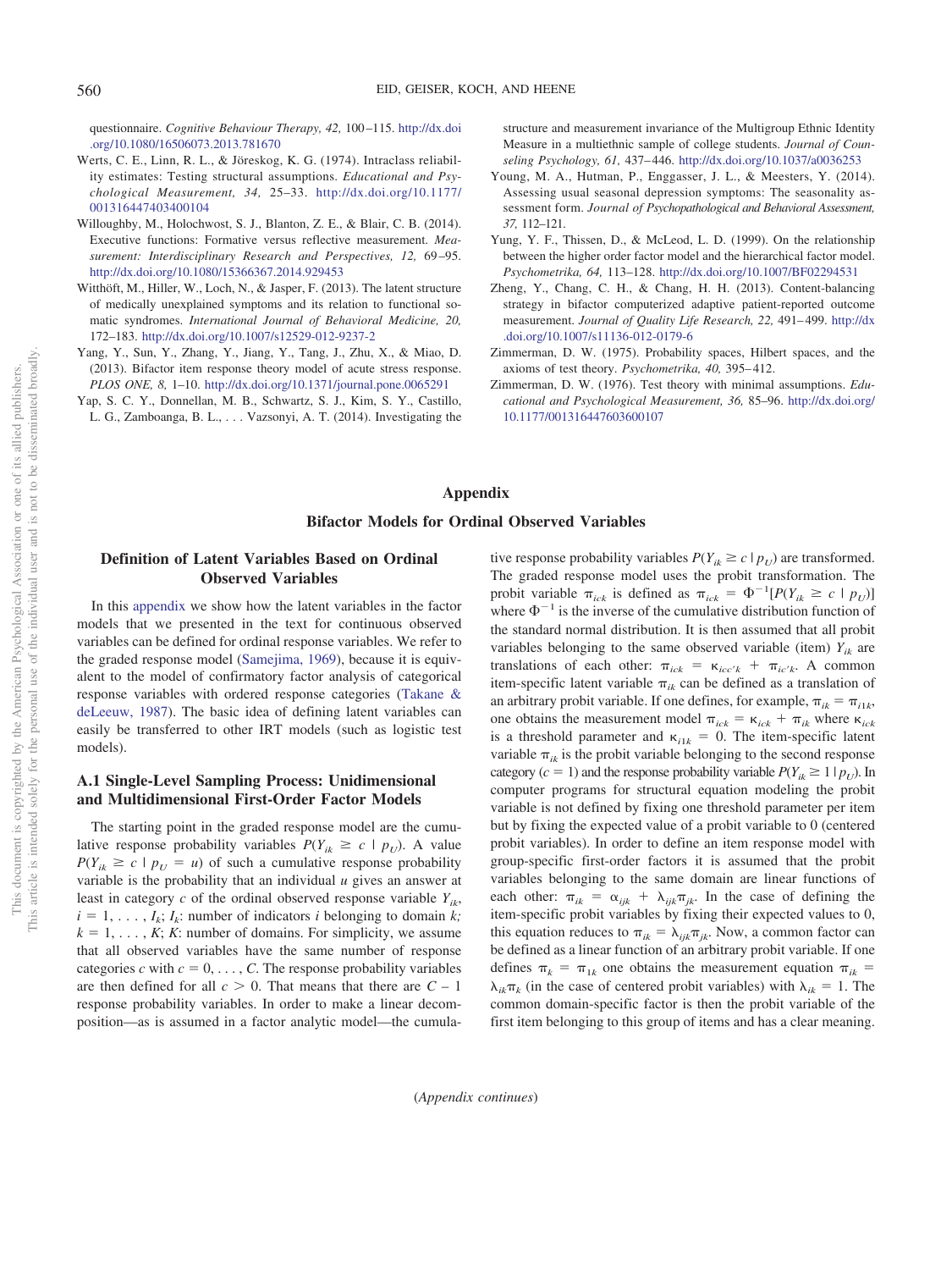questionnaire. *Cognitive Behaviour Therapy, 42,* 100–115. http://dx.doi.org/10.1080/16506073.2013.781670

Werts, C. E., Linn, R. L., & Jöreskog, K. G. (1974). Intraclass reliability estimates: Testing structural assumptions. *Educational and Psychological Measurement, 34,* 25–33. http://dx.doi.org/10.1177/001316447403400104

Willoughby, M., Holochwost, S. J., Blanton, Z. E., & Blair, C. B. (2014). Executive functions: Formative versus reflective measurement. *Measurement: Interdisciplinary Research and Perspectives, 12,* 69–95. http://dx.doi.org/10.1080/15366367.2014.929453

Witthöft, M., Hiller, W., Loch, N., & Jasper, F. (2013). The latent structure of medically unexplained symptoms and its relation to functional somatic syndromes. *International Journal of Behavioral Medicine, 20,* 172–183. http://dx.doi.org/10.1007/s12529-012-9237-2

Yang, Y., Sun, Y., Zhang, Y., Jiang, Y., Tang, J., Zhu, X., & Miao, D. (2013). Bifactor item response theory model of acute stress response. *PLOS ONE, 8,* 1–10. http://dx.doi.org/10.1371/journal.pone.0065291

Yap, S. C. Y., Donnellan, M. B., Schwartz, S. J., Kim, S. Y., Castillo, L. G., Zamboanga, B. L., . . . Vazsonyi, A. T. (2014). Investigating the structure and measurement invariance of the Multigroup Ethnic Identity Measure in a multiethnic sample of college students. *Journal of Counseling Psychology, 61,* 437–446. http://dx.doi.org/10.1037/a0036253

Young, M. A., Hutman, P., Enggasser, J. L., & Meesters, Y. (2014). Assessing usual seasonal depression symptoms: The seasonality assessment form. *Journal of Psychopathological and Behavioral Assessment, 37,* 112–121.

Yung, Y. F., Thissen, D., & McLeod, L. D. (1999). On the relationship between the higher order factor model and the hierarchical factor model. *Psychometrika, 64,* 113–128. http://dx.doi.org/10.1007/BF02294531

Zheng, Y., Chang, C. H., & Chang, H. H. (2013). Content-balancing strategy in bifactor computerized adaptive patient-reported outcome measurement. *Journal of Quality Life Research, 22,* 491–499. http://dx.doi.org/10.1007/s11136-012-0179-6

Zimmerman, D. W. (1975). Probability spaces, Hilbert spaces, and the axioms of test theory. *Psychometrika, 40,* 395–412.

Zimmerman, D. W. (1976). Test theory with minimal assumptions. *Educational and Psychological Measurement, 36,* 85–96. http://dx.doi.org/10.1177/001316447603600107

# Appendix

## Bifactor Models for Ordinal Observed Variables

### Definition of Latent Variables Based on Ordinal Observed Variables

In this appendix we show how the latent variables in the factor models that we presented in the text for continuous observed variables can be defined for ordinal response variables. We refer to the graded response model (Samejima, 1969), because it is equivalent to the model of confirmatory factor analysis of categorical response variables with ordered response categories (Takane & deLeeuw, 1987). The basic idea of defining latent variables can easily be transferred to other IRT models (such as logistic test models).

### A.1 Single-Level Sampling Process: Unidimensional and Multidimensional First-Order Factor Models

The starting point in the graded response model are the cumulative response probability variables $P(Y_{ik} \geq c \mid p_U)$. A value $P(Y_{ik} \geq c \mid p_U = u)$ of such a cumulative response probability variable is the probability that an individual $u$ gives an answer at least in category $c$ of the ordinal observed response variable $Y_{ik}$, $i = 1, \ldots, I_k$; $I_k$: number of indicators $i$ belonging to domain $k$; $k = 1, \ldots, K$; $K$: number of domains. For simplicity, we assume that all observed variables have the same number of response categories $c$ with $c = 0, \ldots, C$. The response probability variables are then defined for all $c > 0$. That means that there are $C - 1$ response probability variables. In order to make a linear decomposition—as is assumed in a factor analytic model—the cumulative response probability variables $P(Y_{ik} \geq c \mid p_U)$ are transformed. The graded response model uses the probit transformation. The probit variable $\pi_{ick}$ is defined as $\pi_{ick} = \Phi^{-1}[P(Y_{ik} \geq c \mid p_U)]$ where $\Phi^{-1}$ is the inverse of the cumulative distribution function of the standard normal distribution. It is then assumed that all probit variables belonging to the same observed variable (item) $Y_{ik}$ are translations of each other: $\pi_{ick} = \kappa_{icc'k} + \pi_{ic'k}$. A common item-specific latent variable $\pi_{ik}$ can be defined as a translation of an arbitrary probit variable. If one defines, for example, $\pi_{ik} = \pi_{i1k}$, one obtains the measurement model $\pi_{ick} = \kappa_{ick} + \pi_{ik}$ where $\kappa_{ick}$ is a threshold parameter and $\kappa_{i1k} = 0$. The item-specific latent variable $\pi_{ik}$ is the probit variable belonging to the second response category ($c = 1$) and the response probability variable $P(Y_{ik} \geq 1 \mid p_U)$. In computer programs for structural equation modeling the probit variable is not defined by fixing one threshold parameter per item but by fixing the expected value of a probit variable to 0 (centered probit variables). In order to define an item response model with group-specific first-order factors it is assumed that the probit variables belonging to the same domain are linear functions of each other: $\pi_{ik} = \alpha_{ijk} + \lambda_{ijk}\pi_{jk}$. In the case of defining the item-specific probit variables by fixing their expected values to 0, this equation reduces to $\pi_{ik} = \lambda_{ijk}\pi_{jk}$. Now, a common factor can be defined as a linear function of an arbitrary probit variable. If one defines $\pi_k = \pi_{1k}$ one obtains the measurement equation $\pi_{ik} = \lambda_{ik}\pi_k$ (in the case of centered probit variables) with $\lambda_{ik} = 1$. The common domain-specific factor is then the probit variable of the first item belonging to this group of items and has a clear meaning.

(*Appendix continues*)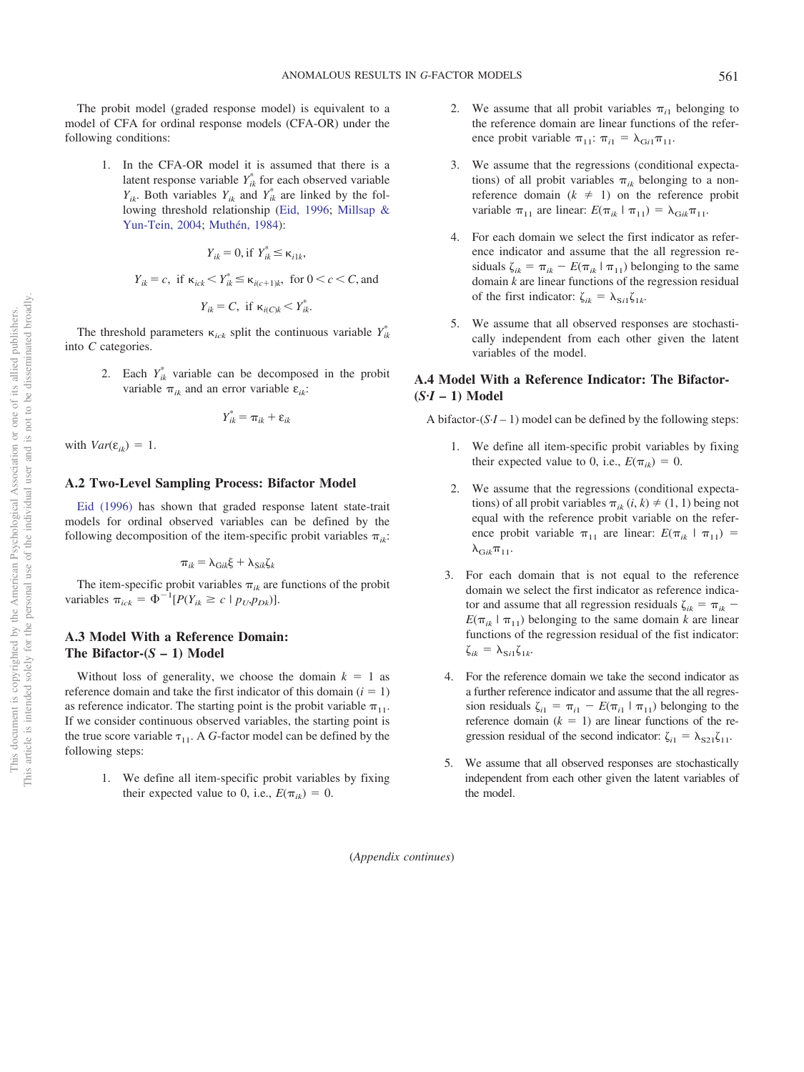The probit model (graded response model) is equivalent to a model of CFA for ordinal response models (CFA-OR) under the following conditions:

1. In the CFA-OR model it is assumed that there is a latent response variable $Y^*_{ik}$ for each observed variable $Y_{ik}$. Both variables $Y_{ik}$ and $Y^*_{ik}$ are linked by the following threshold relationship (Eid, 1996; Millsap & Yun-Tein, 2004; Muthén, 1984):

$$Y_{ik} = 0, \text{if } Y^*_{ik} \leq \kappa_{i1k},$$

$$Y_{ik} = c, \text{ if } \kappa_{ick} < Y^*_{ik} \leq \kappa_{i(c+1)k}, \text{ for } 0 < c < C, \text{and}$$

$$Y_{ik} = C, \text{ if } \kappa_{i(C)k} < Y^*_{ik}.$$

The threshold parameters $\kappa_{ick}$ split the continuous variable $Y^*_{ik}$ into $C$ categories.

2. Each $Y^*_{ik}$ variable can be decomposed in the probit variable $\pi_{ik}$ and an error variable $\varepsilon_{ik}$:

$$Y^*_{ik} = \pi_{ik} + \varepsilon_{ik}$$

with $Var(\varepsilon_{ik}) = 1$.

### A.2 Two-Level Sampling Process: Bifactor Model

Eid (1996) has shown that graded response latent state-trait models for ordinal observed variables can be defined by the following decomposition of the item-specific probit variables $\pi_{ik}$:

$$\pi_{ik} = \lambda_{Gik}\xi + \lambda_{Sik}\zeta_k$$

The item-specific probit variables $\pi_{ik}$ are functions of the probit variables $\pi_{ick} = \Phi^{-1}[P(Y_{ik} \geq c \mid p_U, p_{Dk})]$.

### A.3 Model With a Reference Domain: The Bifactor-(*S* − 1) Model

Without loss of generality, we choose the domain $k = 1$ as reference domain and take the first indicator of this domain ($i = 1$) as reference indicator. The starting point is the probit variable $\pi_{11}$. If we consider continuous observed variables, the starting point is the true score variable $\tau_{11}$. A *G*-factor model can be defined by the following steps:

1. We define all item-specific probit variables by fixing their expected value to 0, i.e., $E(\pi_{ik}) = 0$.
2. We assume that all probit variables $\pi_{i1}$ belonging to the reference domain are linear functions of the reference probit variable $\pi_{11}$: $\pi_{i1} = \lambda_{Gi1}\pi_{11}$.
3. We assume that the regressions (conditional expectations) of all probit variables $\pi_{ik}$ belonging to a nonreference domain ($k \neq 1$) on the reference probit variable $\pi_{11}$ are linear: $E(\pi_{ik} \mid \pi_{11}) = \lambda_{Gik}\pi_{11}$.
4. For each domain we select the first indicator as reference indicator and assume that the all regression residuals $\zeta_{ik} = \pi_{ik} - E(\pi_{ik} \mid \pi_{11})$ belonging to the same domain $k$ are linear functions of the regression residual of the first indicator: $\zeta_{ik} = \lambda_{Si1}\zeta_{1k}$.
5. We assume that all observed responses are stochastically independent from each other given the latent variables of the model.

### A.4 Model With a Reference Indicator: The Bifactor-(*S·I* − 1) Model

A bifactor-(*S·I* – 1) model can be defined by the following steps:

1. We define all item-specific probit variables by fixing their expected value to 0, i.e., $E(\pi_{ik}) = 0$.
2. We assume that the regressions (conditional expectations) of all probit variables $\pi_{ik}$ $(i, k) \neq (1, 1)$ being not equal with the reference probit variable on the reference probit variable $\pi_{11}$ are linear: $E(\pi_{ik} \mid \pi_{11}) = \lambda_{Gik}\pi_{11}$.
3. For each domain that is not equal to the reference domain we select the first indicator as reference indicator and assume that all regression residuals $\zeta_{ik} = \pi_{ik} - E(\pi_{ik} \mid \pi_{11})$ belonging to the same domain $k$ are linear functions of the regression residual of the fist indicator: $\zeta_{ik} = \lambda_{Si1}\zeta_{1k}$.
4. For the reference domain we take the second indicator as a further reference indicator and assume that the all regression residuals $\zeta_{i1} = \pi_{i1} - E(\pi_{i1} \mid \pi_{11})$ belonging to the reference domain ($k = 1$) are linear functions of the regression residual of the second indicator: $\zeta_{i1} = \lambda_{S21}\zeta_{11}$.
5. We assume that all observed responses are stochastically independent from each other given the latent variables of the model.

(*Appendix continues*)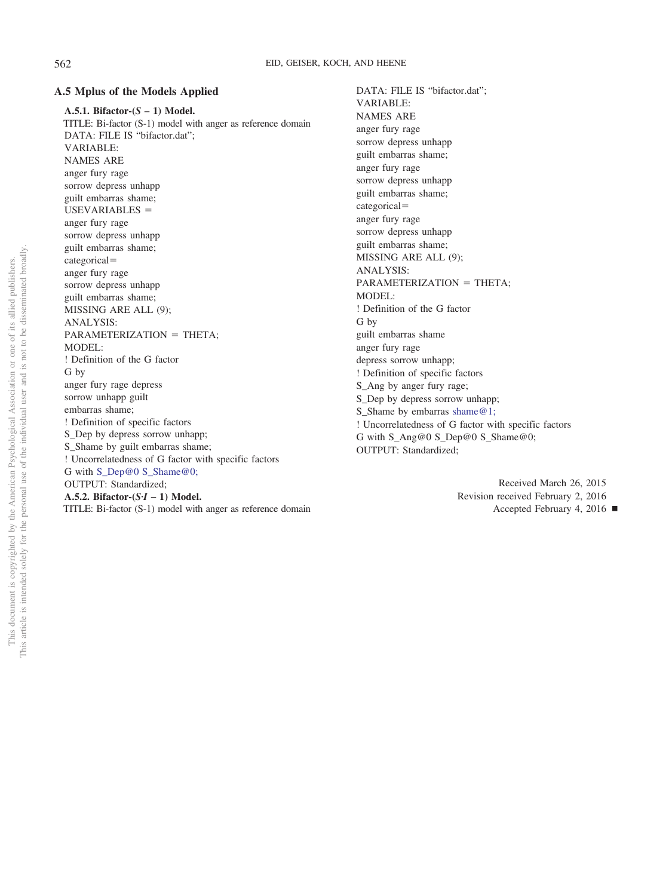## A.5 Mplus of the Models Applied

**A.5.1. Bifactor-(*S* − 1) Model.**

```
TITLE: Bi-factor (S-1) model with anger as reference domain
DATA: FILE IS "bifactor.dat";
VARIABLE:
NAMES ARE
anger fury rage
sorrow depress unhapp
guilt embarras shame;
USEVARIABLES =
anger fury rage
sorrow depress unhapp
guilt embarras shame;
categorical=
anger fury rage
sorrow depress unhapp
guilt embarras shame;
MISSING ARE ALL (9);
ANALYSIS:
PARAMETERIZATION = THETA;
MODEL:
! Definition of the G factor
G by
anger fury rage depress
sorrow unhapp guilt
embarras shame;
! Definition of specific factors
S_Dep by depress sorrow unhapp;
S_Shame by guilt embarras shame;
! Uncorrelatedness of G factor with specific factors
G with S_Dep@0 S_Shame@0;
OUTPUT: Standardized;
```

**A.5.2. Bifactor-(*S·I* − 1) Model.**

```
TITLE: Bi-factor (S-1) model with anger as reference domain
DATA: FILE IS "bifactor.dat";
VARIABLE:
NAMES ARE
anger fury rage
sorrow depress unhapp
guilt embarras shame;
anger fury rage
sorrow depress unhapp
guilt embarras shame;
categorical=
anger fury rage
sorrow depress unhapp
guilt embarras shame;
MISSING ARE ALL (9);
ANALYSIS:
PARAMETERIZATION = THETA;
MODEL:
! Definition of the G factor
G by
guilt embarras shame
anger fury rage
depress sorrow unhapp;
! Definition of specific factors
S_Ang by anger fury rage;
S_Dep by depress sorrow unhapp;
S_Shame by embarras shame@1;
! Uncorrelatedness of G factor with specific factors
G with S_Ang@0 S_Dep@0 S_Shame@0;
OUTPUT: Standardized;
```

Received March 26, 2015
Revision received February 2, 2016
Accepted February 4, 2016 ■